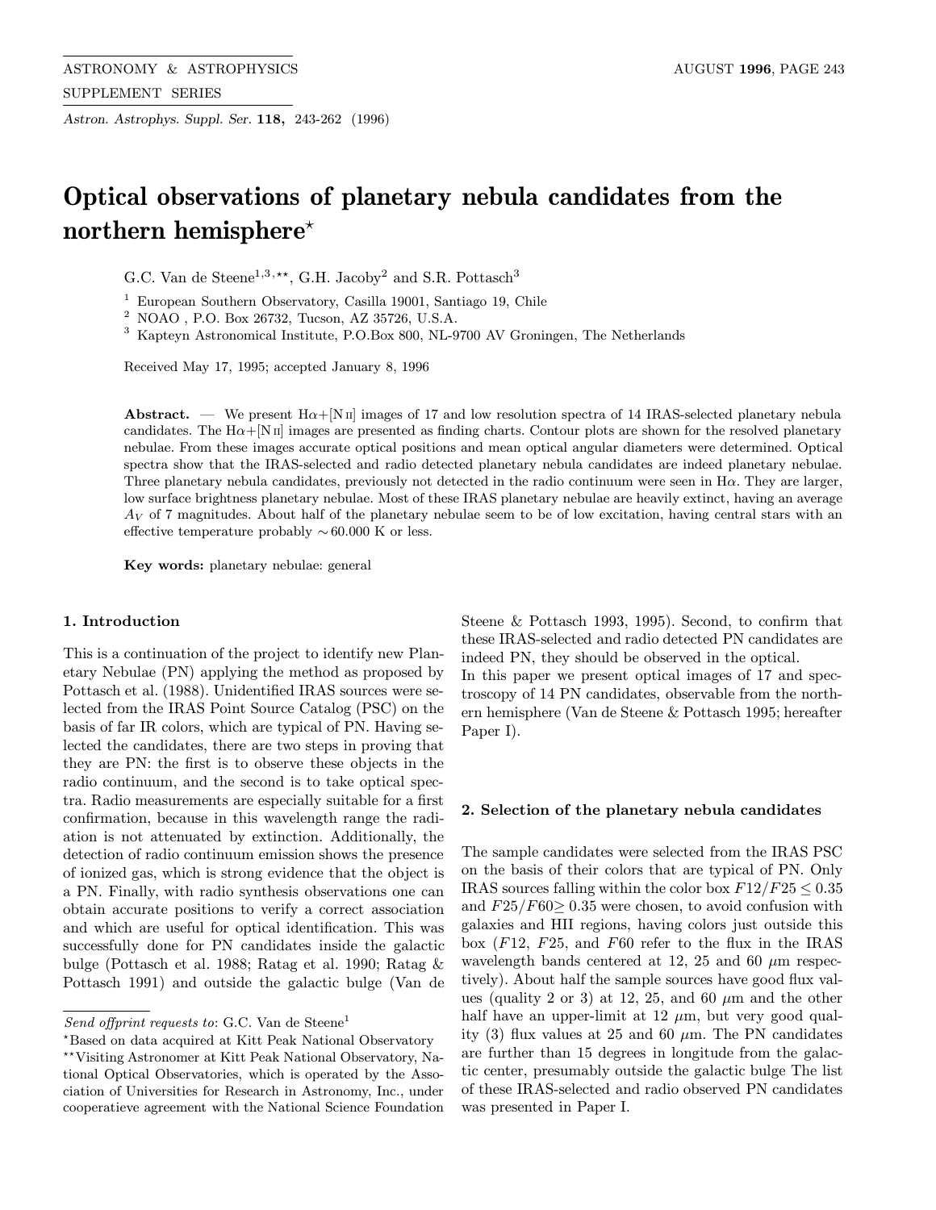# Optical observations of planetary nebula candidates from the northern hemisphere*

G.C. Van de Steene[1,3,**], G.H. Jacoby[2] and S.R. Pottasch[3]

[1] European Southern Observatory, Casilla 19001, Santiago 19, Chile
[2] NOAO , P.O. Box 26732, Tucson, AZ 35726, U.S.A.
[3] Kapteyn Astronomical Institute, P.O.Box 800, NL-9700 AV Groningen, The Netherlands

Received May 17, 1995; accepted January 8, 1996

**Abstract.** — We present Hα+[N II] images of 17 and low resolution spectra of 14 IRAS-selected planetary nebula candidates. The Hα+[N II] images are presented as finding charts. Contour plots are shown for the resolved planetary nebulae. From these images accurate optical positions and mean optical angular diameters were determined. Optical spectra show that the IRAS-selected and radio detected planetary nebula candidates are indeed planetary nebulae. Three planetary nebula candidates, previously not detected in the radio continuum were seen in Hα. They are larger, low surface brightness planetary nebulae. Most of these IRAS planetary nebulae are heavily extinct, having an average $A_V$ of 7 magnitudes. About half of the planetary nebulae seem to be of low excitation, having central stars with an effective temperature probably ∼60.000 K or less.

**Key words:** planetary nebulae: general

## 1. Introduction

This is a continuation of the project to identify new Planetary Nebulae (PN) applying the method as proposed by Pottasch et al. (1988). Unidentified IRAS sources were selected from the IRAS Point Source Catalog (PSC) on the basis of far IR colors, which are typical of PN. Having selected the candidates, there are two steps in proving that they are PN: the first is to observe these objects in the radio continuum, and the second is to take optical spectra. Radio measurements are especially suitable for a first confirmation, because in this wavelength range the radiation is not attenuated by extinction. Additionally, the detection of radio continuum emission shows the presence of ionized gas, which is strong evidence that the object is a PN. Finally, with radio synthesis observations one can obtain accurate positions to verify a correct association and which are useful for optical identification. This was successfully done for PN candidates inside the galactic bulge (Pottasch et al. 1988; Ratag et al. 1990; Ratag & Pottasch 1991) and outside the galactic bulge (Van de Steene & Pottasch 1993, 1995). Second, to confirm that these IRAS-selected and radio detected PN candidates are indeed PN, they should be observed in the optical.
In this paper we present optical images of 17 and spectroscopy of 14 PN candidates, observable from the northern hemisphere (Van de Steene & Pottasch 1995; hereafter Paper I).

## 2. Selection of the planetary nebula candidates

The sample candidates were selected from the IRAS PSC on the basis of their colors that are typical of PN. Only IRAS sources falling within the color box $F12/F25 \leq 0.35$ and $F25/F60 \geq 0.35$ were chosen, to avoid confusion with galaxies and HII regions, having colors just outside this box ($F12$, $F25$, and $F60$ refer to the flux in the IRAS wavelength bands centered at 12, 25 and 60 $\mu$m respectively). About half the sample sources have good flux values (quality 2 or 3) at 12, 25, and 60 $\mu$m and the other half have an upper-limit at 12 $\mu$m, but very good quality (3) flux values at 25 and 60 $\mu$m. The PN candidates are further than 15 degrees in longitude from the galactic center, presumably outside the galactic bulge The list of these IRAS-selected and radio observed PN candidates was presented in Paper I.

---

*Send offprint requests to*: G.C. Van de Steene[1]

*Based on data acquired at Kitt Peak National Observatory

**Visiting Astronomer at Kitt Peak National Observatory, National Optical Observatories, which is operated by the Association of Universities for Research in Astronomy, Inc., under cooperatieve agreement with the National Science Foundation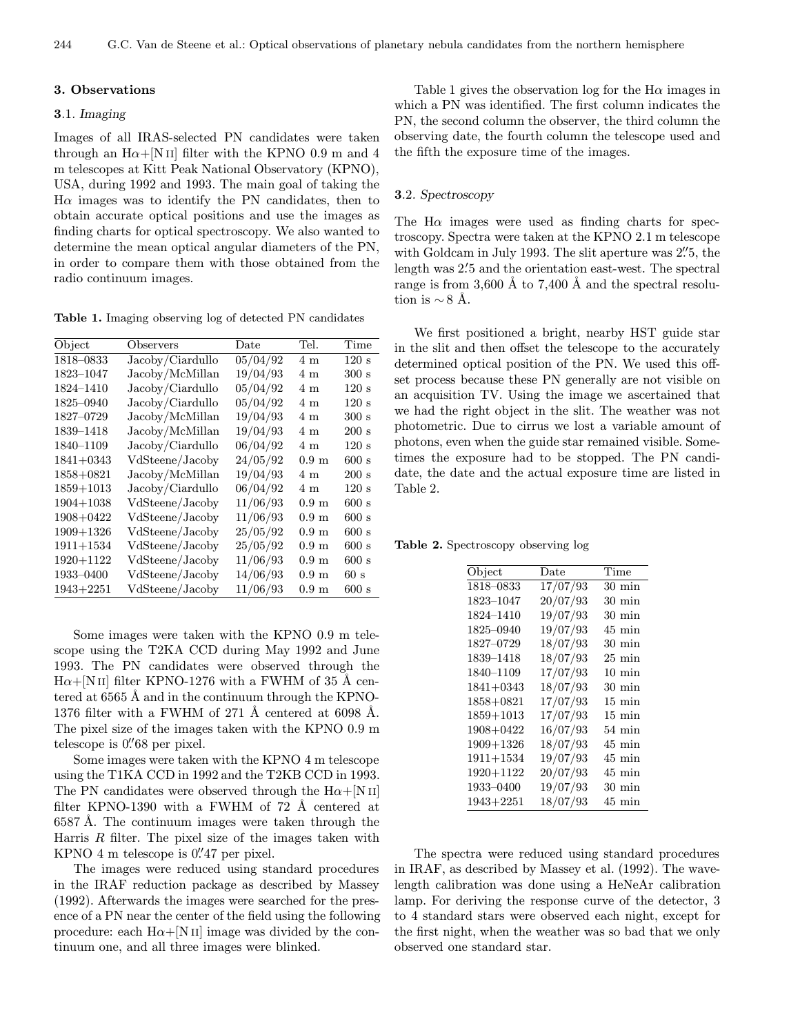## 3. Observations

### 3.1. *Imaging*

Images of all IRAS-selected PN candidates were taken through an Hα+[N II] filter with the KPNO 0.9 m and 4 m telescopes at Kitt Peak National Observatory (KPNO), USA, during 1992 and 1993. The main goal of taking the Hα images was to identify the PN candidates, then to obtain accurate optical positions and use the images as finding charts for optical spectroscopy. We also wanted to determine the mean optical angular diameters of the PN, in order to compare them with those obtained from the radio continuum images.

**Table 1.** Imaging observing log of detected PN candidates

| Object | Observers | Date | Tel. | Time |
|---|---|---|---|---|
| 1818–0833 | Jacoby/Ciardullo | 05/04/92 | 4 m | 120 s |
| 1823–1047 | Jacoby/McMillan | 19/04/93 | 4 m | 300 s |
| 1824–1410 | Jacoby/Ciardullo | 05/04/92 | 4 m | 120 s |
| 1825–0940 | Jacoby/Ciardullo | 05/04/92 | 4 m | 120 s |
| 1827–0729 | Jacoby/McMillan | 19/04/93 | 4 m | 300 s |
| 1839–1418 | Jacoby/McMillan | 19/04/93 | 4 m | 200 s |
| 1840–1109 | Jacoby/Ciardullo | 06/04/92 | 4 m | 120 s |
| 1841+0343 | VdSteene/Jacoby | 24/05/92 | 0.9 m | 600 s |
| 1858+0821 | Jacoby/McMillan | 19/04/93 | 4 m | 200 s |
| 1859+1013 | Jacoby/Ciardullo | 06/04/92 | 4 m | 120 s |
| 1904+1038 | VdSteene/Jacoby | 11/06/93 | 0.9 m | 600 s |
| 1908+0422 | VdSteene/Jacoby | 11/06/93 | 0.9 m | 600 s |
| 1909+1326 | VdSteene/Jacoby | 25/05/92 | 0.9 m | 600 s |
| 1911+1534 | VdSteene/Jacoby | 25/05/92 | 0.9 m | 600 s |
| 1920+1122 | VdSteene/Jacoby | 11/06/93 | 0.9 m | 600 s |
| 1933–0400 | VdSteene/Jacoby | 14/06/93 | 0.9 m | 60 s |
| 1943+2251 | VdSteene/Jacoby | 11/06/93 | 0.9 m | 600 s |

Some images were taken with the KPNO 0.9 m telescope using the T2KA CCD during May 1992 and June 1993. The PN candidates were observed through the Hα+[N II] filter KPNO-1276 with a FWHM of 35 Å centered at 6565 Å and in the continuum through the KPNO-1376 filter with a FWHM of 271 Å centered at 6098 Å. The pixel size of the images taken with the KPNO 0.9 m telescope is 0.″68 per pixel.

Some images were taken with the KPNO 4 m telescope using the T1KA CCD in 1992 and the T2KB CCD in 1993. The PN candidates were observed through the Hα+[N II] filter KPNO-1390 with a FWHM of 72 Å centered at 6587 Å. The continuum images were taken through the Harris *R* filter. The pixel size of the images taken with KPNO 4 m telescope is 0.″47 per pixel.

The images were reduced using standard procedures in the IRAF reduction package as described by Massey (1992). Afterwards the images were searched for the presence of a PN near the center of the field using the following procedure: each Hα+[N II] image was divided by the continuum one, and all three images were blinked.

Table 1 gives the observation log for the Hα images in which a PN was identified. The first column indicates the PN, the second column the observer, the third column the observing date, the fourth column the telescope used and the fifth the exposure time of the images.

### 3.2. *Spectroscopy*

The Hα images were used as finding charts for spectroscopy. Spectra were taken at the KPNO 2.1 m telescope with Goldcam in July 1993. The slit aperture was 2.″5, the length was 2.′5 and the orientation east-west. The spectral range is from 3,600 Å to 7,400 Å and the spectral resolution is ∼ 8 Å.

We first positioned a bright, nearby HST guide star in the slit and then offset the telescope to the accurately determined optical position of the PN. We used this offset process because these PN generally are not visible on an acquisition TV. Using the image we ascertained that we had the right object in the slit. The weather was not photometric. Due to cirrus we lost a variable amount of photons, even when the guide star remained visible. Sometimes the exposure had to be stopped. The PN candidate, the date and the actual exposure time are listed in Table 2.

**Table 2.** Spectroscopy observing log

| Object | Date | Time |
|---|---|---|
| 1818–0833 | 17/07/93 | 30 min |
| 1823–1047 | 20/07/93 | 30 min |
| 1824–1410 | 19/07/93 | 30 min |
| 1825–0940 | 19/07/93 | 45 min |
| 1827–0729 | 18/07/93 | 30 min |
| 1839–1418 | 18/07/93 | 25 min |
| 1840–1109 | 17/07/93 | 10 min |
| 1841+0343 | 18/07/93 | 30 min |
| 1858+0821 | 17/07/93 | 15 min |
| 1859+1013 | 17/07/93 | 15 min |
| 1908+0422 | 16/07/93 | 54 min |
| 1909+1326 | 18/07/93 | 45 min |
| 1911+1534 | 19/07/93 | 45 min |
| 1920+1122 | 20/07/93 | 45 min |
| 1933–0400 | 19/07/93 | 30 min |
| 1943+2251 | 18/07/93 | 45 min |

The spectra were reduced using standard procedures in IRAF, as described by Massey et al. (1992). The wavelength calibration was done using a HeNeAr calibration lamp. For deriving the response curve of the detector, 3 to 4 standard stars were observed each night, except for the first night, when the weather was so bad that we only observed one standard star.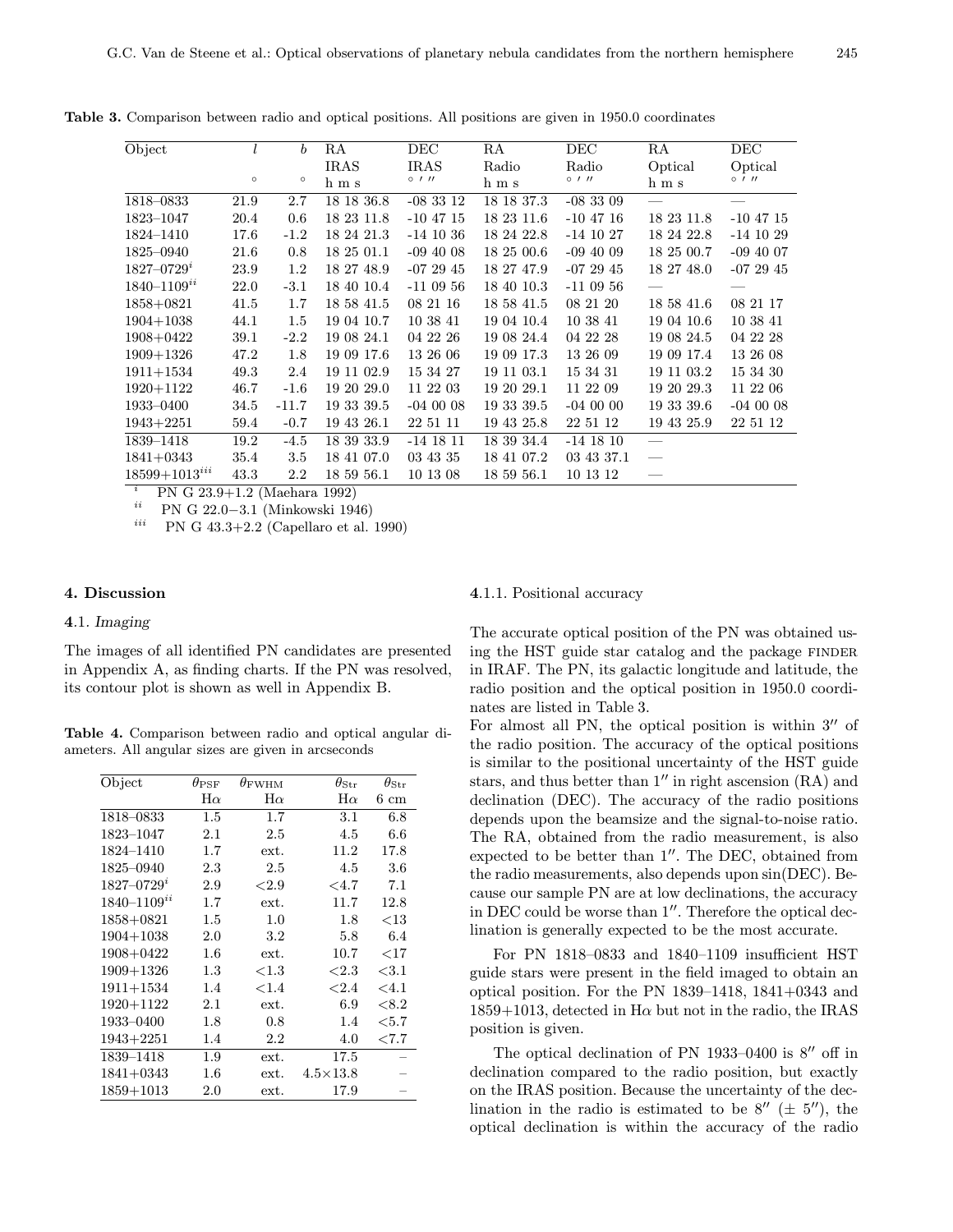**Table 3.** Comparison between radio and optical positions. All positions are given in 1950.0 coordinates

| Object | $l$ | $b$ | RA IRAS | DEC IRAS | RA Radio | DEC Radio | RA Optical | DEC Optical |
|---|---|---|---|---|---|---|---|---|
| | $\circ$ | $\circ$ | h m s | $\circ$ ′ ″ | h m s | $\circ$ ′ ″ | h m s | $\circ$ ′ ″ |
| 1818–0833 | 21.9 | 2.7 | 18 18 36.8 | -08 33 12 | 18 18 37.3 | -08 33 09 | — | — |
| 1823–1047 | 20.4 | 0.6 | 18 23 11.8 | -10 47 15 | 18 23 11.6 | -10 47 16 | 18 23 11.8 | -10 47 15 |
| 1824–1410 | 17.6 | -1.2 | 18 24 21.3 | -14 10 36 | 18 24 22.8 | -14 10 27 | 18 24 22.8 | -14 10 29 |
| 1825–0940 | 21.6 | 0.8 | 18 25 01.1 | -09 40 08 | 18 25 00.6 | -09 40 09 | 18 25 00.7 | -09 40 07 |
| 1827–0729[i] | 23.9 | 1.2 | 18 27 48.9 | -07 29 45 | 18 27 47.9 | -07 29 45 | 18 27 48.0 | -07 29 45 |
| 1840–1109[ii] | 22.0 | -3.1 | 18 40 10.4 | -11 09 56 | 18 40 10.3 | -11 09 56 | — | — |
| 1858+0821 | 41.5 | 1.7 | 18 58 41.5 | 08 21 16 | 18 58 41.5 | 08 21 20 | 18 58 41.6 | 08 21 17 |
| 1904+1038 | 44.1 | 1.5 | 19 04 10.7 | 10 38 41 | 19 04 10.4 | 10 38 41 | 19 04 10.6 | 10 38 41 |
| 1908+0422 | 39.1 | -2.2 | 19 08 24.1 | 04 22 26 | 19 08 24.4 | 04 22 28 | 19 08 24.5 | 04 22 28 |
| 1909+1326 | 47.2 | 1.8 | 19 09 17.6 | 13 26 06 | 19 09 17.3 | 13 26 09 | 19 09 17.4 | 13 26 08 |
| 1911+1534 | 49.3 | 2.4 | 19 11 02.9 | 15 34 27 | 19 11 03.1 | 15 34 31 | 19 11 03.2 | 15 34 30 |
| 1920+1122 | 46.7 | -1.6 | 19 20 29.0 | 11 22 03 | 19 20 29.1 | 11 22 09 | 19 20 29.3 | 11 22 06 |
| 1933–0400 | 34.5 | -11.7 | 19 33 39.5 | -04 00 08 | 19 33 39.5 | -04 00 00 | 19 33 39.6 | -04 00 08 |
| 1943+2251 | 59.4 | -0.7 | 19 43 26.1 | 22 51 11 | 19 43 25.8 | 22 51 12 | 19 43 25.9 | 22 51 12 |
| 1839–1418 | 19.2 | -4.5 | 18 39 33.9 | -14 18 11 | 18 39 34.4 | -14 18 10 | — | |
| 1841+0343 | 35.4 | 3.5 | 18 41 07.0 | 03 43 35 | 18 41 07.2 | 03 43 37.1 | — | |
| 18599+1013[iii] | 43.3 | 2.2 | 18 59 56.1 | 10 13 08 | 18 59 56.1 | 10 13 12 | — | |

[i] PN G 23.9+1.2 (Maehara 1992)
[ii] PN G 22.0−3.1 (Minkowski 1946)
[iii] PN G 43.3+2.2 (Capellaro et al. 1990)

## 4. Discussion

### 4.1. *Imaging*

The images of all identified PN candidates are presented in Appendix A, as finding charts. If the PN was resolved, its contour plot is shown as well in Appendix B.

**Table 4.** Comparison between radio and optical angular diameters. All angular sizes are given in arcseconds

| Object | $\theta_{\rm PSF}$ | $\theta_{\rm FWHM}$ | $\theta_{\rm Str}$ | $\theta_{\rm Str}$ |
|---|---|---|---|---|
| | Hα | Hα | Hα | 6 cm |
| 1818–0833 | 1.5 | 1.7 | 3.1 | 6.8 |
| 1823–1047 | 2.1 | 2.5 | 4.5 | 6.6 |
| 1824–1410 | 1.7 | ext. | 11.2 | 17.8 |
| 1825–0940 | 2.3 | 2.5 | 4.5 | 3.6 |
| 1827–0729[i] | 2.9 | <2.9 | <4.7 | 7.1 |
| 1840–1109[ii] | 1.7 | ext. | 11.7 | 12.8 |
| 1858+0821 | 1.5 | 1.0 | 1.8 | <13 |
| 1904+1038 | 2.0 | 3.2 | 5.8 | 6.4 |
| 1908+0422 | 1.6 | ext. | 10.7 | <17 |
| 1909+1326 | 1.3 | <1.3 | <2.3 | <3.1 |
| 1911+1534 | 1.4 | <1.4 | <2.4 | <4.1 |
| 1920+1122 | 2.1 | ext. | 6.9 | <8.2 |
| 1933–0400 | 1.8 | 0.8 | 1.4 | <5.7 |
| 1943+2251 | 1.4 | 2.2 | 4.0 | <7.7 |
| 1839–1418 | 1.9 | ext. | 17.5 | – |
| 1841+0343 | 1.6 | ext. | 4.5×13.8 | – |
| 1859+1013 | 2.0 | ext. | 17.9 | – |

#### 4.1.1. Positional accuracy

The accurate optical position of the PN was obtained using the HST guide star catalog and the package FINDER in IRAF. The PN, its galactic longitude and latitude, the radio position and the optical position in 1950.0 coordinates are listed in Table 3.

For almost all PN, the optical position is within 3″ of the radio position. The accuracy of the optical positions is similar to the positional uncertainty of the HST guide stars, and thus better than 1″ in right ascension (RA) and declination (DEC). The accuracy of the radio positions depends upon the beamsize and the signal-to-noise ratio. The RA, obtained from the radio measurement, is also expected to be better than 1″. The DEC, obtained from the radio measurements, also depends upon sin(DEC). Because our sample PN are at low declinations, the accuracy in DEC could be worse than 1″. Therefore the optical declination is generally expected to be the most accurate.

For PN 1818–0833 and 1840–1109 insufficient HST guide stars were present in the field imaged to obtain an optical position. For the PN 1839–1418, 1841+0343 and 1859+1013, detected in Hα but not in the radio, the IRAS position is given.

The optical declination of PN 1933–0400 is 8″ off in declination compared to the radio position, but exactly on the IRAS position. Because the uncertainty of the declination in the radio is estimated to be 8″ (± 5″), the optical declination is within the accuracy of the radio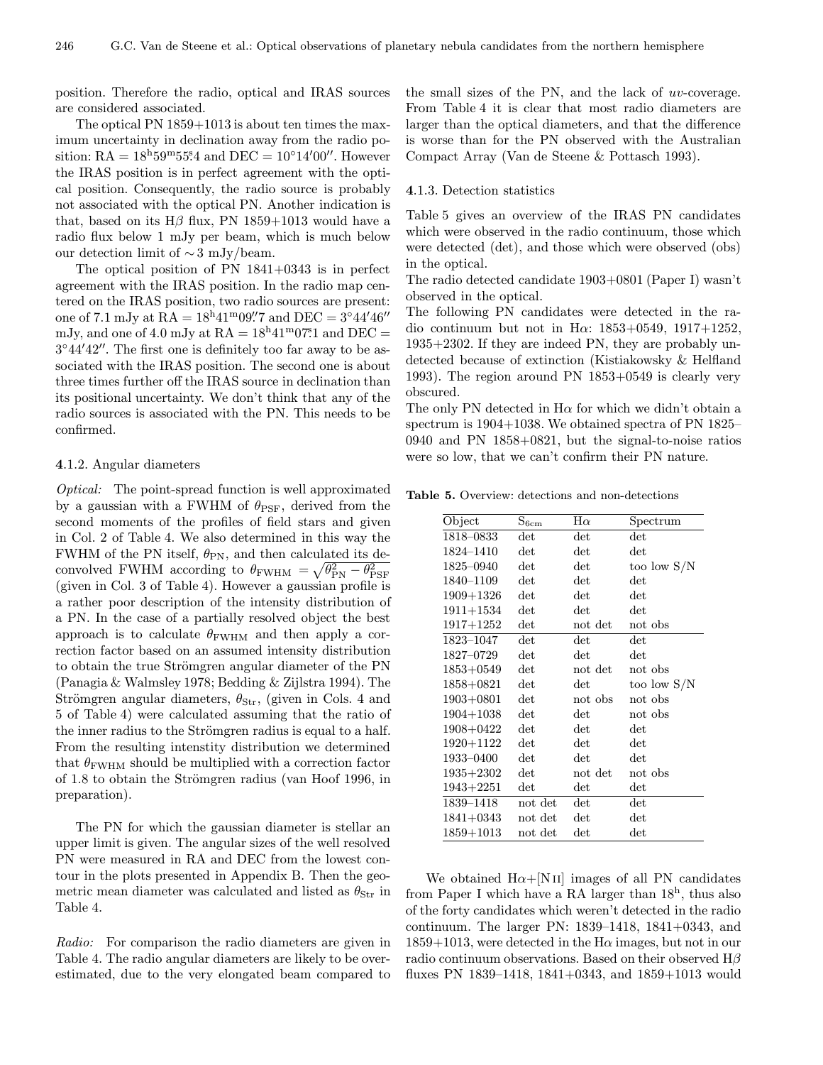position. Therefore the radio, optical and IRAS sources are considered associated.

The optical PN 1859+1013 is about ten times the maximum uncertainty in declination away from the radio position: RA = $18^{\rm h}59^{\rm m}55\overset{\rm s}{.}4$ and DEC = $10°14'00''$. However the IRAS position is in perfect agreement with the optical position. Consequently, the radio source is probably not associated with the optical PN. Another indication is that, based on its H$\beta$ flux, PN 1859+1013 would have a radio flux below 1 mJy per beam, which is much below our detection limit of $\sim 3$ mJy/beam.

The optical position of PN 1841+0343 is in perfect agreement with the IRAS position. In the radio map centered on the IRAS position, two radio sources are present: one of 7.1 mJy at RA = $18^{\rm h}41^{\rm m}09\overset{''}{.}7$ and DEC = $3°44'46''$ mJy, and one of 4.0 mJy at RA = $18^{\rm h}41^{\rm m}07\overset{\rm s}{.}1$ and DEC = $3°44'42''$. The first one is definitely too far away to be associated with the IRAS position. The second one is about three times further off the IRAS source in declination than its positional uncertainty. We don't think that any of the radio sources is associated with the PN. This needs to be confirmed.

### 4.1.2. Angular diameters

*Optical:* The point-spread function is well approximated by a gaussian with a FWHM of $\theta_{\rm PSF}$, derived from the second moments of the profiles of field stars and given in Col. 2 of Table 4. We also determined in this way the FWHM of the PN itself, $\theta_{\rm PN}$, and then calculated its deconvolved FWHM according to $\theta_{\rm FWHM} = \sqrt{\theta_{\rm PN}^2 - \theta_{\rm PSF}^2}$ (given in Col. 3 of Table 4). However a gaussian profile is a rather poor description of the intensity distribution of a PN. In the case of a partially resolved object the best approach is to calculate $\theta_{\rm FWHM}$ and then apply a correction factor based on an assumed intensity distribution to obtain the true Strömgren angular diameter of the PN (Panagia & Walmsley 1978; Bedding & Zijlstra 1994). The Strömgren angular diameters, $\theta_{\rm Str}$, (given in Cols. 4 and 5 of Table 4) were calculated assuming that the ratio of the inner radius to the Strömgren radius is equal to a half. From the resulting intenstity distribution we determined that $\theta_{\rm FWHM}$ should be multiplied with a correction factor of 1.8 to obtain the Strömgren radius (van Hoof 1996, in preparation).

The PN for which the gaussian diameter is stellar an upper limit is given. The angular sizes of the well resolved PN were measured in RA and DEC from the lowest contour in the plots presented in Appendix B. Then the geometric mean diameter was calculated and listed as $\theta_{\rm Str}$ in Table 4.

*Radio:* For comparison the radio diameters are given in Table 4. The radio angular diameters are likely to be overestimated, due to the very elongated beam compared to the small sizes of the PN, and the lack of *uv*-coverage. From Table 4 it is clear that most radio diameters are larger than the optical diameters, and that the difference is worse than for the PN observed with the Australian Compact Array (Van de Steene & Pottasch 1993).

### 4.1.3. Detection statistics

Table 5 gives an overview of the IRAS PN candidates which were observed in the radio continuum, those which were detected (det), and those which were observed (obs) in the optical.

The radio detected candidate 1903+0801 (Paper I) wasn't observed in the optical.

The following PN candidates were detected in the radio continuum but not in H$\alpha$: 1853+0549, 1917+1252, 1935+2302. If they are indeed PN, they are probably undetected because of extinction (Kistiakowsky & Helfland 1993). The region around PN 1853+0549 is clearly very obscured.

The only PN detected in H$\alpha$ for which we didn't obtain a spectrum is 1904+1038. We obtained spectra of PN 1825–0940 and PN 1858+0821, but the signal-to-noise ratios were so low, that we can't confirm their PN nature.

**Table 5.** Overview: detections and non-detections

| Object | $S_{\rm 6cm}$ | H$\alpha$ | Spectrum |
|---|---|---|---|
| 1818–0833 | det | det | det |
| 1824–1410 | det | det | det |
| 1825–0940 | det | det | too low S/N |
| 1840–1109 | det | det | det |
| 1909+1326 | det | det | det |
| 1911+1534 | det | det | det |
| 1917+1252 | det | not det | not obs |
| 1823–1047 | det | det | det |
| 1827–0729 | det | det | det |
| 1853+0549 | det | not det | not obs |
| 1858+0821 | det | det | too low S/N |
| 1903+0801 | det | not obs | not obs |
| 1904+1038 | det | det | not obs |
| 1908+0422 | det | det | det |
| 1920+1122 | det | det | det |
| 1933–0400 | det | det | det |
| 1935+2302 | det | not det | not obs |
| 1943+2251 | det | det | det |
| 1839–1418 | not det | det | det |
| 1841+0343 | not det | det | det |
| 1859+1013 | not det | det | det |

We obtained H$\alpha$+[N II] images of all PN candidates from Paper I which have a RA larger than $18^{\rm h}$, thus also of the forty candidates which weren't detected in the radio continuum. The larger PN: 1839–1418, 1841+0343, and 1859+1013, were detected in the H$\alpha$ images, but not in our radio continuum observations. Based on their observed H$\beta$ fluxes PN 1839–1418, 1841+0343, and 1859+1013 would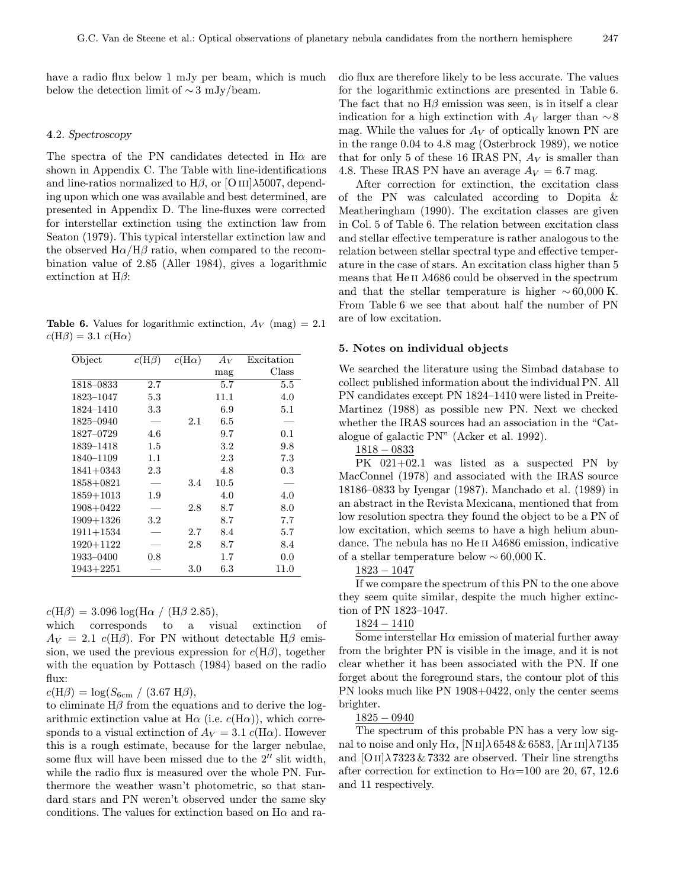have a radio flux below 1 mJy per beam, which is much below the detection limit of $\sim 3$ mJy/beam.

### 4.2. *Spectroscopy*

The spectra of the PN candidates detected in Hα are shown in Appendix C. The Table with line-identifications and line-ratios normalized to Hβ, or [O III]λ5007, depending upon which one was available and best determined, are presented in Appendix D. The line-fluxes were corrected for interstellar extinction using the extinction law from Seaton (1979). This typical interstellar extinction law and the observed Hα/Hβ ratio, when compared to the recombination value of 2.85 (Aller 1984), gives a logarithmic extinction at Hβ:

**Table 6.** Values for logarithmic extinction, $A_V$ (mag) = 2.1 $c(\mathrm{H}\beta)$ = 3.1 $c(\mathrm{H}\alpha)$

| Object | $c(\mathrm{H}\beta)$ | $c(\mathrm{H}\alpha)$ | $A_V$ mag | Excitation Class |
|---|---|---|---|---|
| 1818–0833 | 2.7 | | 5.7 | 5.5 |
| 1823–1047 | 5.3 | | 11.1 | 4.0 |
| 1824–1410 | 3.3 | | 6.9 | 5.1 |
| 1825–0940 | — | 2.1 | 6.5 | — |
| 1827–0729 | 4.6 | | 9.7 | 0.1 |
| 1839–1418 | 1.5 | | 3.2 | 9.8 |
| 1840–1109 | 1.1 | | 2.3 | 7.3 |
| 1841+0343 | 2.3 | | 4.8 | 0.3 |
| 1858+0821 | — | 3.4 | 10.5 | — |
| 1859+1013 | 1.9 | | 4.0 | 4.0 |
| 1908+0422 | — | 2.8 | 8.7 | 8.0 |
| 1909+1326 | 3.2 | | 8.7 | 7.7 |
| 1911+1534 | — | 2.7 | 8.4 | 5.7 |
| 1920+1122 | — | 2.8 | 8.7 | 8.4 |
| 1933–0400 | 0.8 | | 1.7 | 0.0 |
| 1943+2251 | — | 3.0 | 6.3 | 11.0 |

$c(\mathrm{H}\beta) = 3.096 \log(\mathrm{H}\alpha \,/\, (\mathrm{H}\beta\ 2.85)$,

which corresponds to a visual extinction of $A_V = 2.1\ c(\mathrm{H}\beta)$. For PN without detectable Hβ emission, we used the previous expression for $c(\mathrm{H}\beta)$, together with the equation by Pottasch (1984) based on the radio flux:

$c(\mathrm{H}\beta) = \log(S_{6\mathrm{cm}} \,/\, (3.67\ \mathrm{H}\beta)$,

to eliminate Hβ from the equations and to derive the logarithmic extinction value at Hα (i.e. $c(\mathrm{H}\alpha)$), which corresponds to a visual extinction of $A_V = 3.1\ c(\mathrm{H}\alpha)$. However this is a rough estimate, because for the larger nebulae, some flux will have been missed due to the 2″ slit width, while the radio flux is measured over the whole PN. Furthermore the weather wasn't photometric, so that standard stars and PN weren't observed under the same sky conditions. The values for extinction based on Hα and radio flux are therefore likely to be less accurate. The values for the logarithmic extinctions are presented in Table 6. The fact that no Hβ emission was seen, is in itself a clear indication for a high extinction with $A_V$ larger than $\sim 8$ mag. While the values for $A_V$ of optically known PN are in the range 0.04 to 4.8 mag (Osterbrock 1989), we notice that for only 5 of these 16 IRAS PN, $A_V$ is smaller than 4.8. These IRAS PN have an average $A_V = 6.7$ mag.

After correction for extinction, the excitation class of the PN was calculated according to Dopita & Meatheringham (1990). The excitation classes are given in Col. 5 of Table 6. The relation between excitation class and stellar effective temperature is rather analogous to the relation between stellar spectral type and effective temperature in the case of stars. An excitation class higher than 5 means that He II λ4686 could be observed in the spectrum and that the stellar temperature is higher $\sim 60{,}000$ K. From Table 6 we see that about half the number of PN are of low excitation.

## 5. Notes on individual objects

We searched the literature using the Simbad database to collect published information about the individual PN. All PN candidates except PN 1824–1410 were listed in Preite-Martinez (1988) as possible new PN. Next we checked whether the IRAS sources had an association in the "Catalogue of galactic PN" (Acker et al. 1992).

1818 − 0833

PK 021+02.1 was listed as a suspected PN by MacConnel (1978) and associated with the IRAS source 18186–0833 by Iyengar (1987). Manchado et al. (1989) in an abstract in the Revista Mexicana, mentioned that from low resolution spectra they found the object to be a PN of low excitation, which seems to have a high helium abundance. The nebula has no He II λ4686 emission, indicative of a stellar temperature below $\sim 60{,}000$ K.

1823 − 1047

If we compare the spectrum of this PN to the one above they seem quite similar, despite the much higher extinction of PN 1823–1047.

1824 − 1410

Some interstellar Hα emission of material further away from the brighter PN is visible in the image, and it is not clear whether it has been associated with the PN. If one forget about the foreground stars, the contour plot of this PN looks much like PN 1908+0422, only the center seems brighter.

1825 − 0940

The spectrum of this probable PN has a very low signal to noise and only Hα, [N II]λ6548 & 6583, [Ar III]λ7135 and [O II]λ7323 & 7332 are observed. Their line strengths after correction for extinction to Hα=100 are 20, 67, 12.6 and 11 respectively.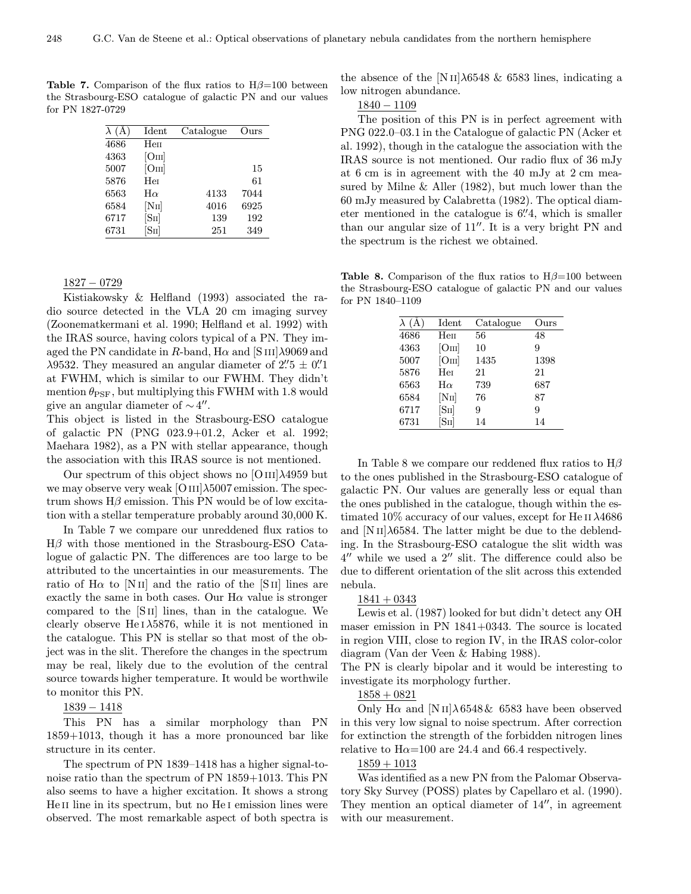**Table 7.** Comparison of the flux ratios to Hβ=100 between the Strasbourg-ESO catalogue of galactic PN and our values for PN 1827-0729

| λ (Å) | Ident | Catalogue | Ours |
|---|---|---|---|
| 4686 | He II | | |
| 4363 | [O III] | | |
| 5007 | [O III] | | 15 |
| 5876 | He I | | 61 |
| 6563 | Hα | 4133 | 7044 |
| 6584 | [N II] | 4016 | 6925 |
| 6717 | [S II] | 139 | 192 |
| 6731 | [S II] | 251 | 349 |

1827 − 0729

Kistiakowsky & Helfland (1993) associated the radio source detected in the VLA 20 cm imaging survey (Zoonematkermani et al. 1990; Helfland et al. 1992) with the IRAS source, having colors typical of a PN. They imaged the PN candidate in $R$-band, Hα and [S III]λ9069 and λ9532. They measured an angular diameter of 2″.5 ± 0″.1 at FWHM, which is similar to our FWHM. They didn't mention $\theta_{\rm PSF}$, but multiplying this FWHM with 1.8 would give an angular diameter of ∼4″.
This object is listed in the Strasbourg-ESO catalogue of galactic PN (PNG 023.9+01.2, Acker et al. 1992; Maehara 1982), as a PN with stellar appearance, though the association with this IRAS source is not mentioned.

Our spectrum of this object shows no [O III]λ4959 but we may observe very weak [O III]λ5007 emission. The spectrum shows Hβ emission. This PN would be of low excitation with a stellar temperature probably around 30,000 K.

In Table 7 we compare our unreddened flux ratios to Hβ with those mentioned in the Strasbourg-ESO Catalogue of galactic PN. The differences are too large to be attributed to the uncertainties in our measurements. The ratio of Hα to [N II] and the ratio of the [S II] lines are exactly the same in both cases. Our Hα value is stronger compared to the [S II] lines, than in the catalogue. We clearly observe He I λ5876, while it is not mentioned in the catalogue. This PN is stellar so that most of the object was in the slit. Therefore the changes in the spectrum may be real, likely due to the evolution of the central source towards higher temperature. It would be worthwile to monitor this PN.

1839 − 1418

This PN has a similar morphology than PN 1859+1013, though it has a more pronounced bar like structure in its center.

The spectrum of PN 1839–1418 has a higher signal-to-noise ratio than the spectrum of PN 1859+1013. This PN also seems to have a higher excitation. It shows a strong He II line in its spectrum, but no He I emission lines were observed. The most remarkable aspect of both spectra is the absence of the [N II]λ6548 & 6583 lines, indicating a low nitrogen abundance.

1840 − 1109

The position of this PN is in perfect agreement with PNG 022.0–03.1 in the Catalogue of galactic PN (Acker et al. 1992), though in the catalogue the association with the IRAS source is not mentioned. Our radio flux of 36 mJy at 6 cm is in agreement with the 40 mJy at 2 cm measured by Milne & Aller (1982), but much lower than the 60 mJy measured by Calabretta (1982). The optical diameter mentioned in the catalogue is 6″.4, which is smaller than our angular size of 11″. It is a very bright PN and the spectrum is the richest we obtained.

**Table 8.** Comparison of the flux ratios to Hβ=100 between the Strasbourg-ESO catalogue of galactic PN and our values for PN 1840–1109

| λ (Å) | Ident | Catalogue | Ours |
|---|---|---|---|
| 4686 | He II | 56 | 48 |
| 4363 | [O III] | 10 | 9 |
| 5007 | [O III] | 1435 | 1398 |
| 5876 | He I | 21 | 21 |
| 6563 | Hα | 739 | 687 |
| 6584 | [N II] | 76 | 87 |
| 6717 | [S II] | 9 | 9 |
| 6731 | [S II] | 14 | 14 |

In Table 8 we compare our reddened flux ratios to Hβ to the ones published in the Strasbourg-ESO catalogue of galactic PN. Our values are generally less or equal than the ones published in the catalogue, though within the estimated 10% accuracy of our values, except for He II λ4686 and [N II]λ6584. The latter might be due to the deblending. In the Strasbourg-ESO catalogue the slit width was 4″ while we used a 2″ slit. The difference could also be due to different orientation of the slit across this extended nebula.

1841 + 0343

Lewis et al. (1987) looked for but didn't detect any OH maser emission in PN 1841+0343. The source is located in region VIII, close to region IV, in the IRAS color-color diagram (Van der Veen & Habing 1988).
The PN is clearly bipolar and it would be interesting to investigate its morphology further.

1858 + 0821

Only Hα and [N II]λ6548 & 6583 have been observed in this very low signal to noise spectrum. After correction for extinction the strength of the forbidden nitrogen lines relative to Hα=100 are 24.4 and 66.4 respectively.

1859 + 1013

Was identified as a new PN from the Palomar Observatory Sky Survey (POSS) plates by Capellaro et al. (1990). They mention an optical diameter of 14″, in agreement with our measurement.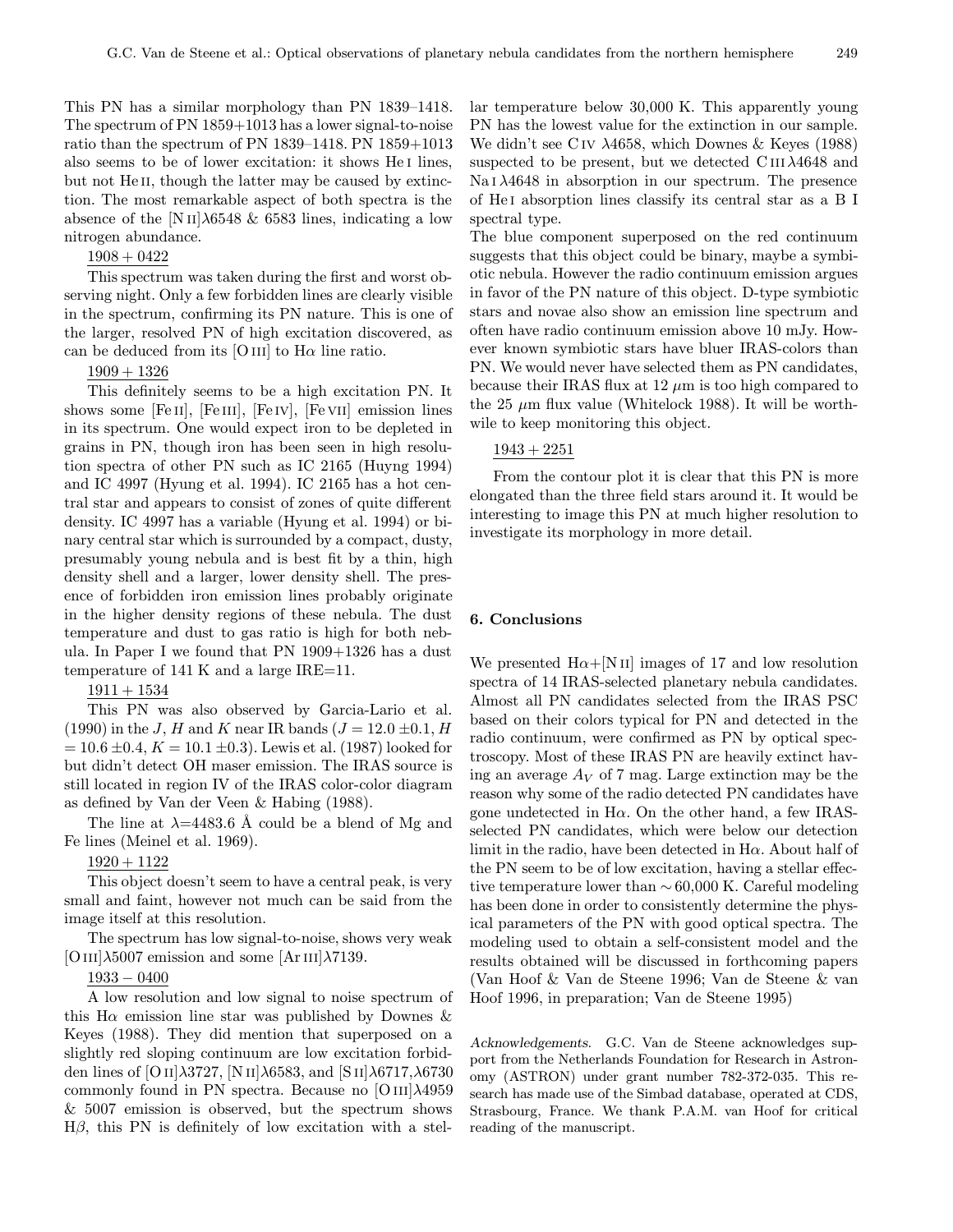This PN has a similar morphology than PN 1839–1418. The spectrum of PN 1859+1013 has a lower signal-to-noise ratio than the spectrum of PN 1839–1418. PN 1859+1013 also seems to be of lower excitation: it shows He I lines, but not He II, though the latter may be caused by extinction. The most remarkable aspect of both spectra is the absence of the [N II]λ6548 & 6583 lines, indicating a low nitrogen abundance.

<u>1908 + 0422</u>

This spectrum was taken during the first and worst observing night. Only a few forbidden lines are clearly visible in the spectrum, confirming its PN nature. This is one of the larger, resolved PN of high excitation discovered, as can be deduced from its [O III] to Hα line ratio.

<u>1909 + 1326</u>

This definitely seems to be a high excitation PN. It shows some [Fe II], [Fe III], [Fe IV], [Fe VII] emission lines in its spectrum. One would expect iron to be depleted in grains in PN, though iron has been seen in high resolution spectra of other PN such as IC 2165 (Huyng 1994) and IC 4997 (Hyung et al. 1994). IC 2165 has a hot central star and appears to consist of zones of quite different density. IC 4997 has a variable (Hyung et al. 1994) or binary central star which is surrounded by a compact, dusty, presumably young nebula and is best fit by a thin, high density shell and a larger, lower density shell. The presence of forbidden iron emission lines probably originate in the higher density regions of these nebula. The dust temperature and dust to gas ratio is high for both nebula. In Paper I we found that PN 1909+1326 has a dust temperature of 141 K and a large IRE=11.

<u>1911 + 1534</u>

This PN was also observed by Garcia-Lario et al. (1990) in the $J$, $H$ and $K$ near IR bands ($J = 12.0 \pm 0.1$, $H = 10.6 \pm 0.4$, $K = 10.1 \pm 0.3$). Lewis et al. (1987) looked for but didn't detect OH maser emission. The IRAS source is still located in region IV of the IRAS color-color diagram as defined by Van der Veen & Habing (1988).

The line at λ=4483.6 Å could be a blend of Mg and Fe lines (Meinel et al. 1969).

<u>1920 + 1122</u>

This object doesn't seem to have a central peak, is very small and faint, however not much can be said from the image itself at this resolution.

The spectrum has low signal-to-noise, shows very weak [O III]λ5007 emission and some [Ar III]λ7139.

<u>1933 − 0400</u>

A low resolution and low signal to noise spectrum of this Hα emission line star was published by Downes & Keyes (1988). They did mention that superposed on a slightly red sloping continuum are low excitation forbidden lines of [O II]λ3727, [N II]λ6583, and [S II]λ6717,λ6730 commonly found in PN spectra. Because no [O III]λ4959 & 5007 emission is observed, but the spectrum shows Hβ, this PN is definitely of low excitation with a stellar temperature below 30,000 K. This apparently young PN has the lowest value for the extinction in our sample. We didn't see C IV λ4658, which Downes & Keyes (1988) suspected to be present, but we detected C III λ4648 and Na I λ4648 in absorption in our spectrum. The presence of He I absorption lines classify its central star as a B I spectral type.

The blue component superposed on the red continuum suggests that this object could be binary, maybe a symbiotic nebula. However the radio continuum emission argues in favor of the PN nature of this object. D-type symbiotic stars and novae also show an emission line spectrum and often have radio continuum emission above 10 mJy. However known symbiotic stars have bluer IRAS-colors than PN. We would never have selected them as PN candidates, because their IRAS flux at 12 μm is too high compared to the 25 μm flux value (Whitelock 1988). It will be worthwile to keep monitoring this object.

<u>1943 + 2251</u>

From the contour plot it is clear that this PN is more elongated than the three field stars around it. It would be interesting to image this PN at much higher resolution to investigate its morphology in more detail.

## 6. Conclusions

We presented Hα+[N II] images of 17 and low resolution spectra of 14 IRAS-selected planetary nebula candidates. Almost all PN candidates selected from the IRAS PSC based on their colors typical for PN and detected in the radio continuum, were confirmed as PN by optical spectroscopy. Most of these IRAS PN are heavily extinct having an average $A_V$ of 7 mag. Large extinction may be the reason why some of the radio detected PN candidates have gone undetected in Hα. On the other hand, a few IRAS-selected PN candidates, which were below our detection limit in the radio, have been detected in Hα. About half of the PN seem to be of low excitation, having a stellar effective temperature lower than ∼60,000 K. Careful modeling has been done in order to consistently determine the physical parameters of the PN with good optical spectra. The modeling used to obtain a self-consistent model and the results obtained will be discussed in forthcoming papers (Van Hoof & Van de Steene 1996; Van de Steene & van Hoof 1996, in preparation; Van de Steene 1995)

*Acknowledgements.* G.C. Van de Steene acknowledges support from the Netherlands Foundation for Research in Astronomy (ASTRON) under grant number 782-372-035. This research has made use of the Simbad database, operated at CDS, Strasbourg, France. We thank P.A.M. van Hoof for critical reading of the manuscript.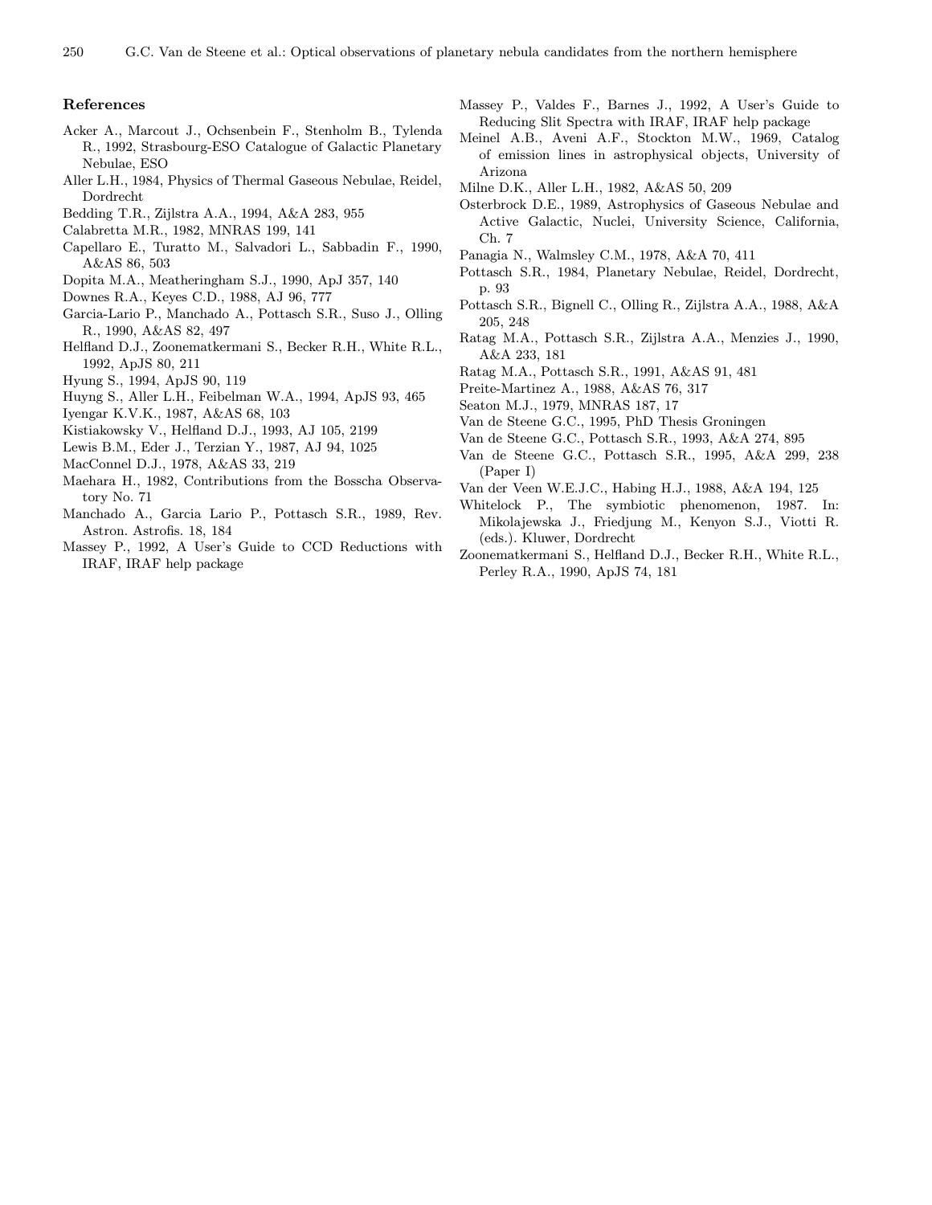## References

Acker A., Marcout J., Ochsenbein F., Stenholm B., Tylenda R., 1992, Strasbourg-ESO Catalogue of Galactic Planetary Nebulae, ESO

Aller L.H., 1984, Physics of Thermal Gaseous Nebulae, Reidel, Dordrecht

Bedding T.R., Zijlstra A.A., 1994, A&A 283, 955

Calabretta M.R., 1982, MNRAS 199, 141

Capellaro E., Turatto M., Salvadori L., Sabbadin F., 1990, A&AS 86, 503

Dopita M.A., Meatheringham S.J., 1990, ApJ 357, 140

Downes R.A., Keyes C.D., 1988, AJ 96, 777

Garcia-Lario P., Manchado A., Pottasch S.R., Suso J., Olling R., 1990, A&AS 82, 497

Helfland D.J., Zoonematkermani S., Becker R.H., White R.L., 1992, ApJS 80, 211

Hyung S., 1994, ApJS 90, 119

Huyng S., Aller L.H., Feibelman W.A., 1994, ApJS 93, 465

Iyengar K.V.K., 1987, A&AS 68, 103

Kistiakowsky V., Helfland D.J., 1993, AJ 105, 2199

Lewis B.M., Eder J., Terzian Y., 1987, AJ 94, 1025

MacConnel D.J., 1978, A&AS 33, 219

Maehara H., 1982, Contributions from the Bosscha Observatory No. 71

Manchado A., Garcia Lario P., Pottasch S.R., 1989, Rev. Astron. Astrofis. 18, 184

Massey P., 1992, A User's Guide to CCD Reductions with IRAF, IRAF help package

Massey P., Valdes F., Barnes J., 1992, A User's Guide to Reducing Slit Spectra with IRAF, IRAF help package

Meinel A.B., Aveni A.F., Stockton M.W., 1969, Catalog of emission lines in astrophysical objects, University of Arizona

Milne D.K., Aller L.H., 1982, A&AS 50, 209

Osterbrock D.E., 1989, Astrophysics of Gaseous Nebulae and Active Galactic, Nuclei, University Science, California, Ch. 7

Panagia N., Walmsley C.M., 1978, A&A 70, 411

Pottasch S.R., 1984, Planetary Nebulae, Reidel, Dordrecht, p. 93

Pottasch S.R., Bignell C., Olling R., Zijlstra A.A., 1988, A&A 205, 248

Ratag M.A., Pottasch S.R., Zijlstra A.A., Menzies J., 1990, A&A 233, 181

Ratag M.A., Pottasch S.R., 1991, A&AS 91, 481

Preite-Martinez A., 1988, A&AS 76, 317

Seaton M.J., 1979, MNRAS 187, 17

Van de Steene G.C., 1995, PhD Thesis Groningen

Van de Steene G.C., Pottasch S.R., 1993, A&A 274, 895

Van de Steene G.C., Pottasch S.R., 1995, A&A 299, 238 (Paper I)

Van der Veen W.E.J.C., Habing H.J., 1988, A&A 194, 125

Whitelock P., The symbiotic phenomenon, 1987. In: Mikolajewska J., Friedjung M., Kenyon S.J., Viotti R. (eds.). Kluwer, Dordrecht

Zoonematkermani S., Helfland D.J., Becker R.H., White R.L., Perley R.A., 1990, ApJS 74, 181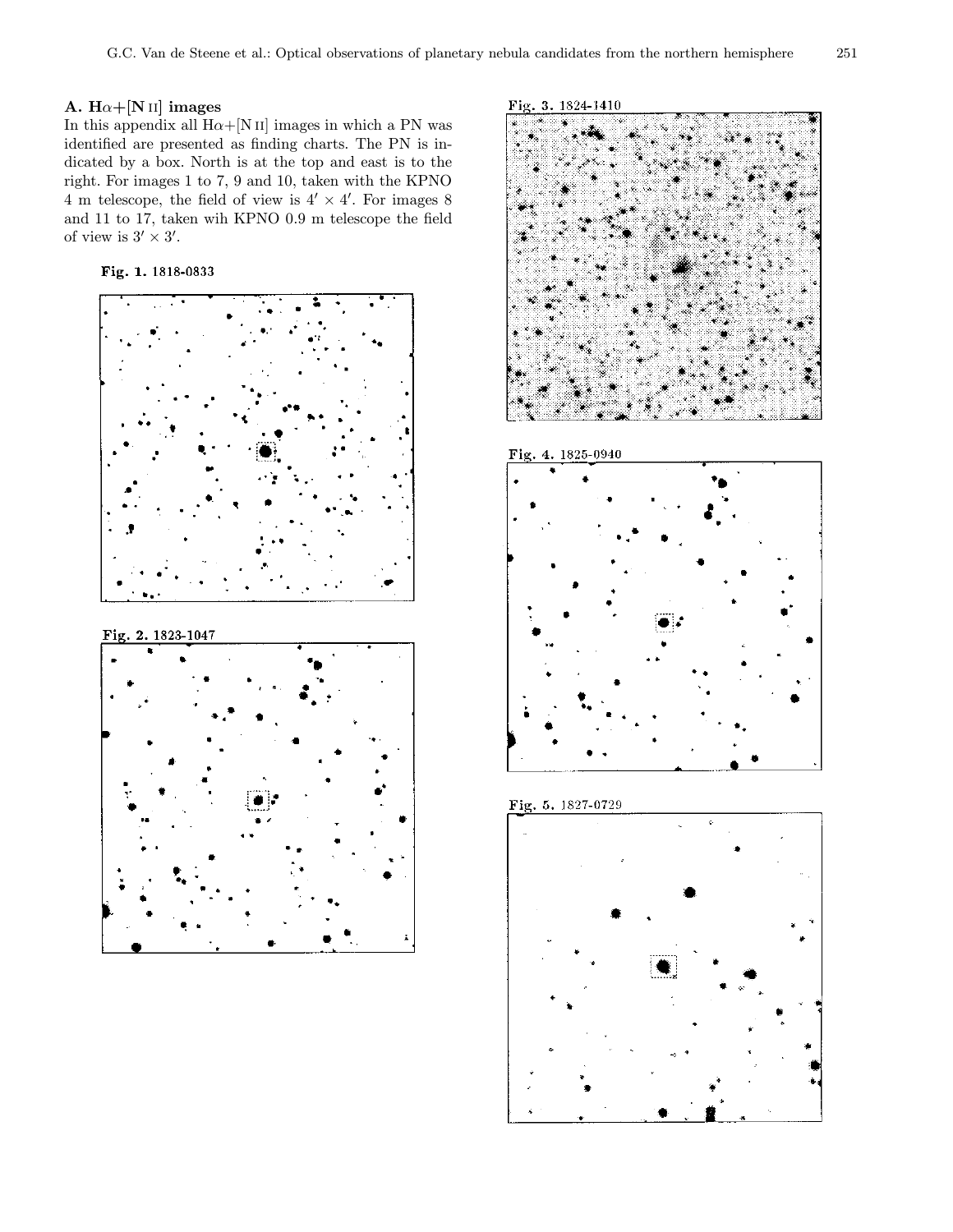## A. Hα+[N II] images

In this appendix all Hα+[N II] images in which a PN was identified are presented as finding charts. The PN is indicated by a box. North is at the top and east is to the right. For images 1 to 7, 9 and 10, taken with the KPNO 4 m telescope, the field of view is $4' \times 4'$. For images 8 and 11 to 17, taken wih KPNO 0.9 m telescope the field of view is $3' \times 3'$.

**Fig. 1.** 1818-0833

**Fig. 2.** 1823-1047

**Fig. 3.** 1824-1410

**Fig. 4.** 1825-0940

**Fig. 5.** 1827-0729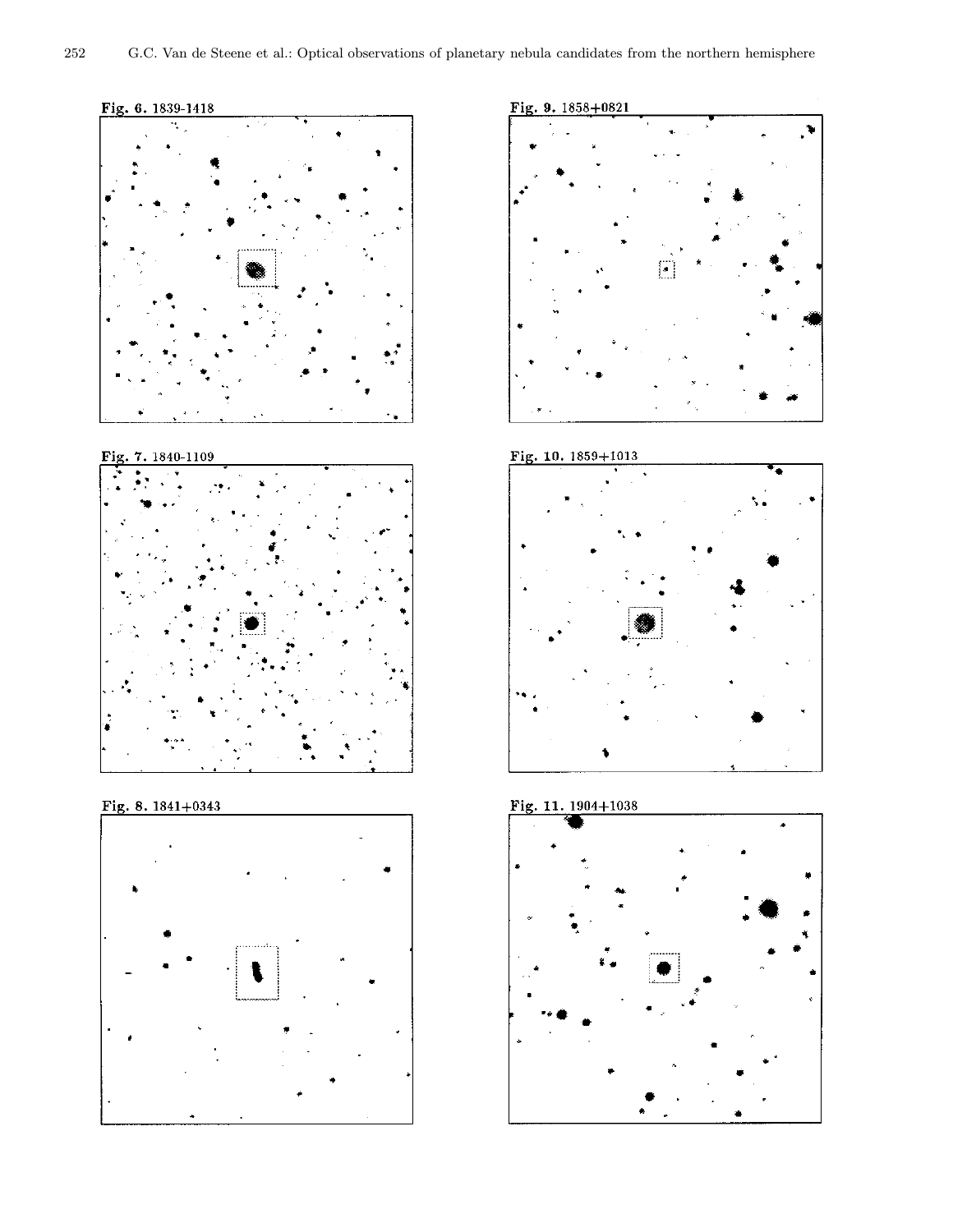**Fig. 6.** 1839-1418

**Fig. 9.** 1858+0821

**Fig. 7.** 1840-1109

**Fig. 10.** 1859+1013

**Fig. 8.** 1841+0343

**Fig. 11.** 1904+1038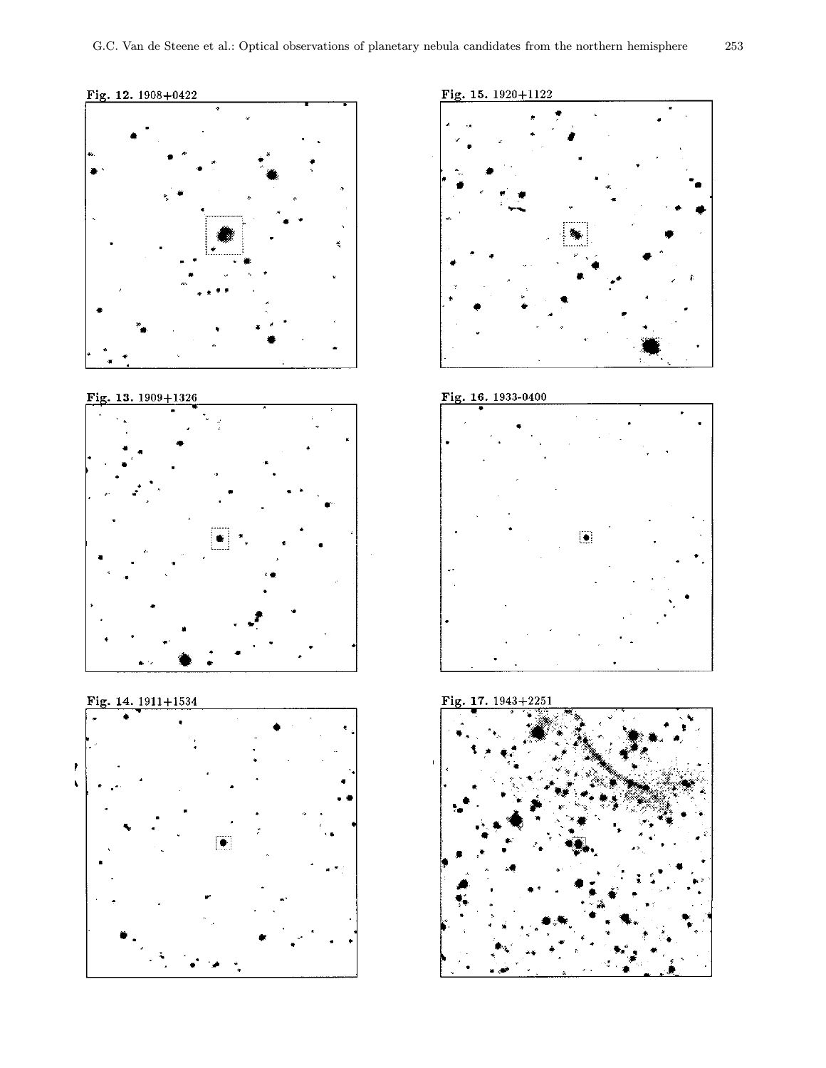**Fig. 12.** 1908+0422

**Fig. 13.** 1909+1326

**Fig. 14.** 1911+1534

**Fig. 15.** 1920+1122

**Fig. 16.** 1933-0400

**Fig. 17.** 1943+2251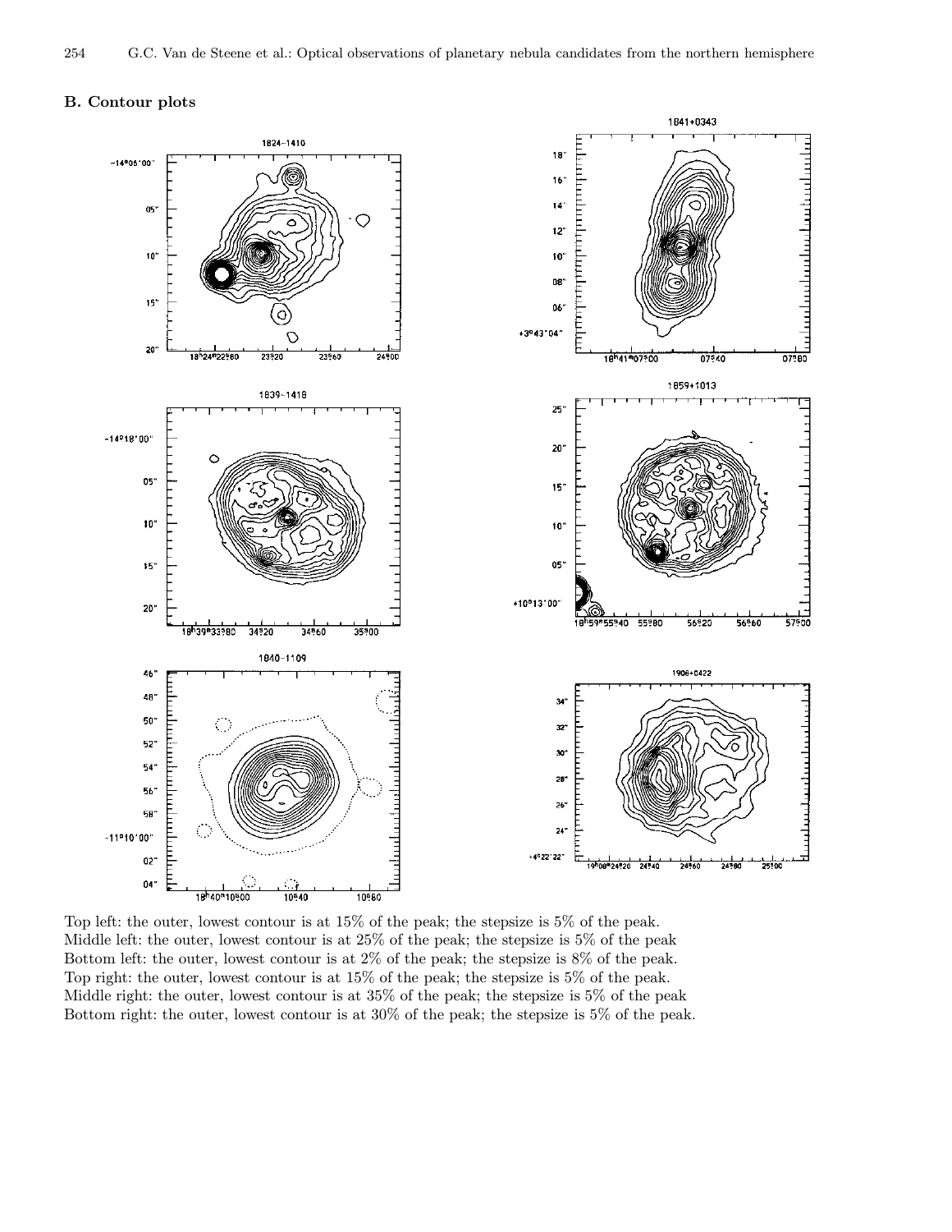## B. Contour plots

Top left: the outer, lowest contour is at 15% of the peak; the stepsize is 5% of the peak.
Middle left: the outer, lowest contour is at 25% of the peak; the stepsize is 5% of the peak
Bottom left: the outer, lowest contour is at 2% of the peak; the stepsize is 8% of the peak.
Top right: the outer, lowest contour is at 15% of the peak; the stepsize is 5% of the peak.
Middle right: the outer, lowest contour is at 35% of the peak; the stepsize is 5% of the peak
Bottom right: the outer, lowest contour is at 30% of the peak; the stepsize is 5% of the peak.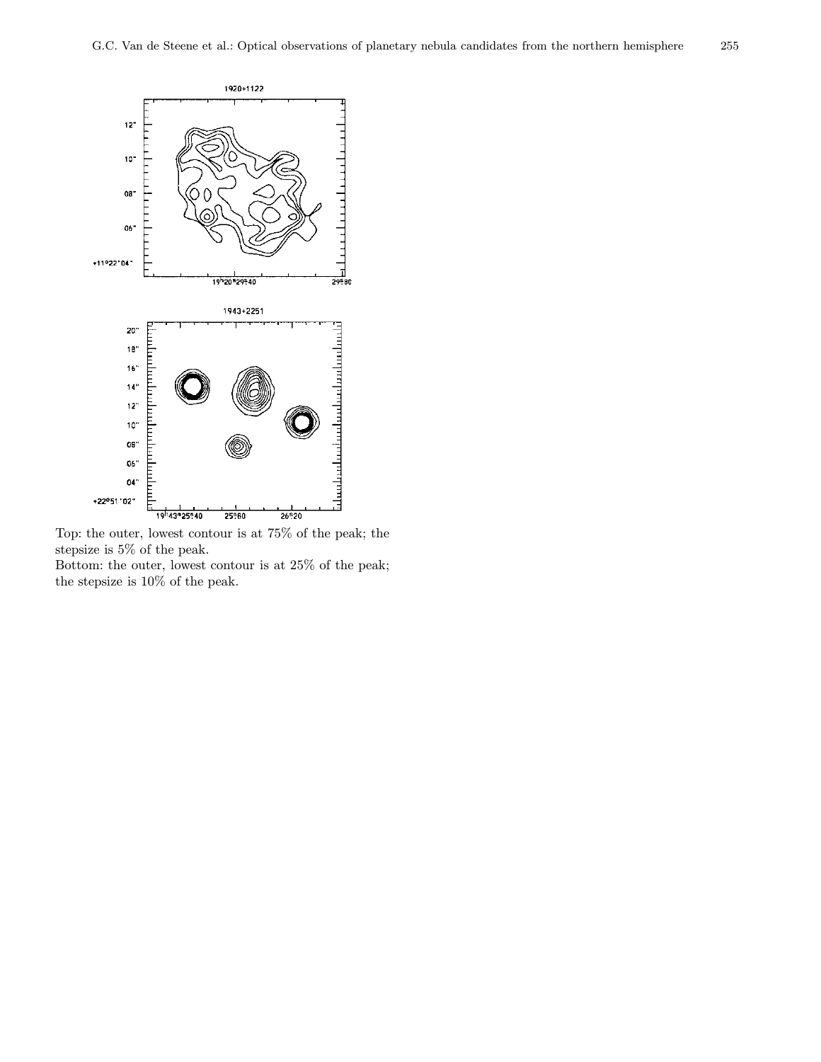Top: the outer, lowest contour is at 75% of the peak; the stepsize is 5% of the peak.
Bottom: the outer, lowest contour is at 25% of the peak; the stepsize is 10% of the peak.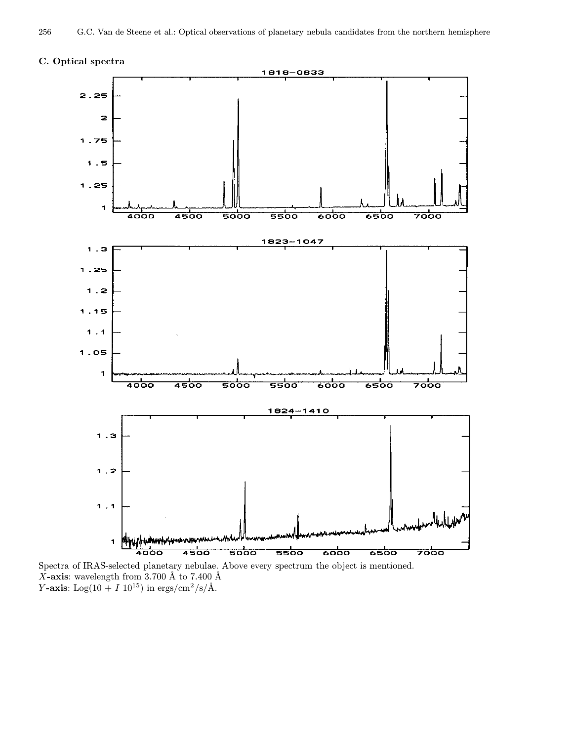## C. Optical spectra

Spectra of IRAS-selected planetary nebulae. Above every spectrum the object is mentioned.
*X*-**axis**: wavelength from 3.700 Å to 7.400 Å
*Y*-**axis**: $\mathrm{Log}(10 + I\ 10^{15})$ in ergs/cm$^2$/s/Å.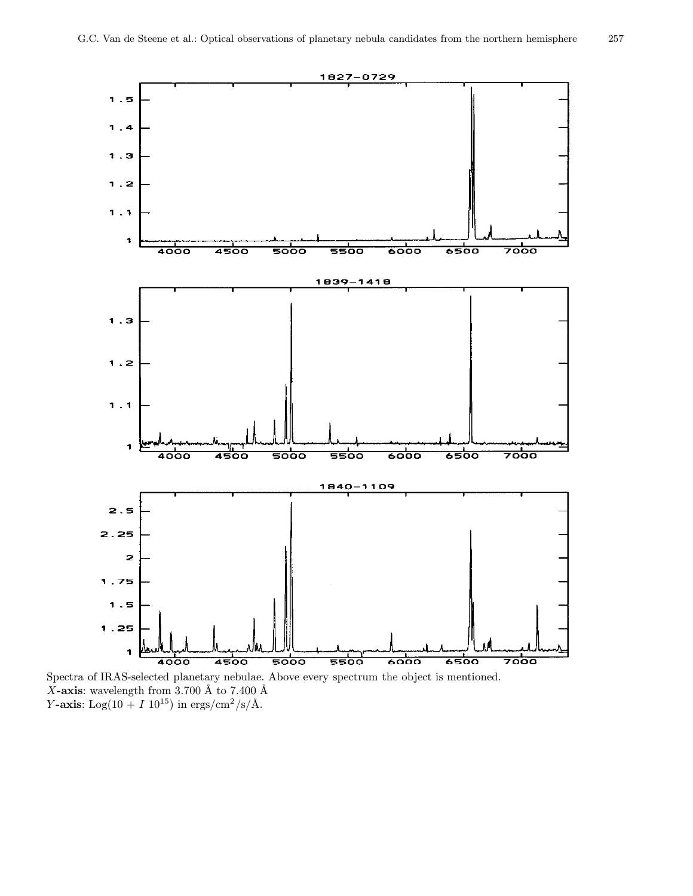Spectra of IRAS-selected planetary nebulae. Above every spectrum the object is mentioned.
*X*-**axis**: wavelength from 3.700 Å to 7.400 Å
*Y*-**axis**: $\text{Log}(10 + I\ 10^{15})$ in ergs/cm$^2$/s/Å.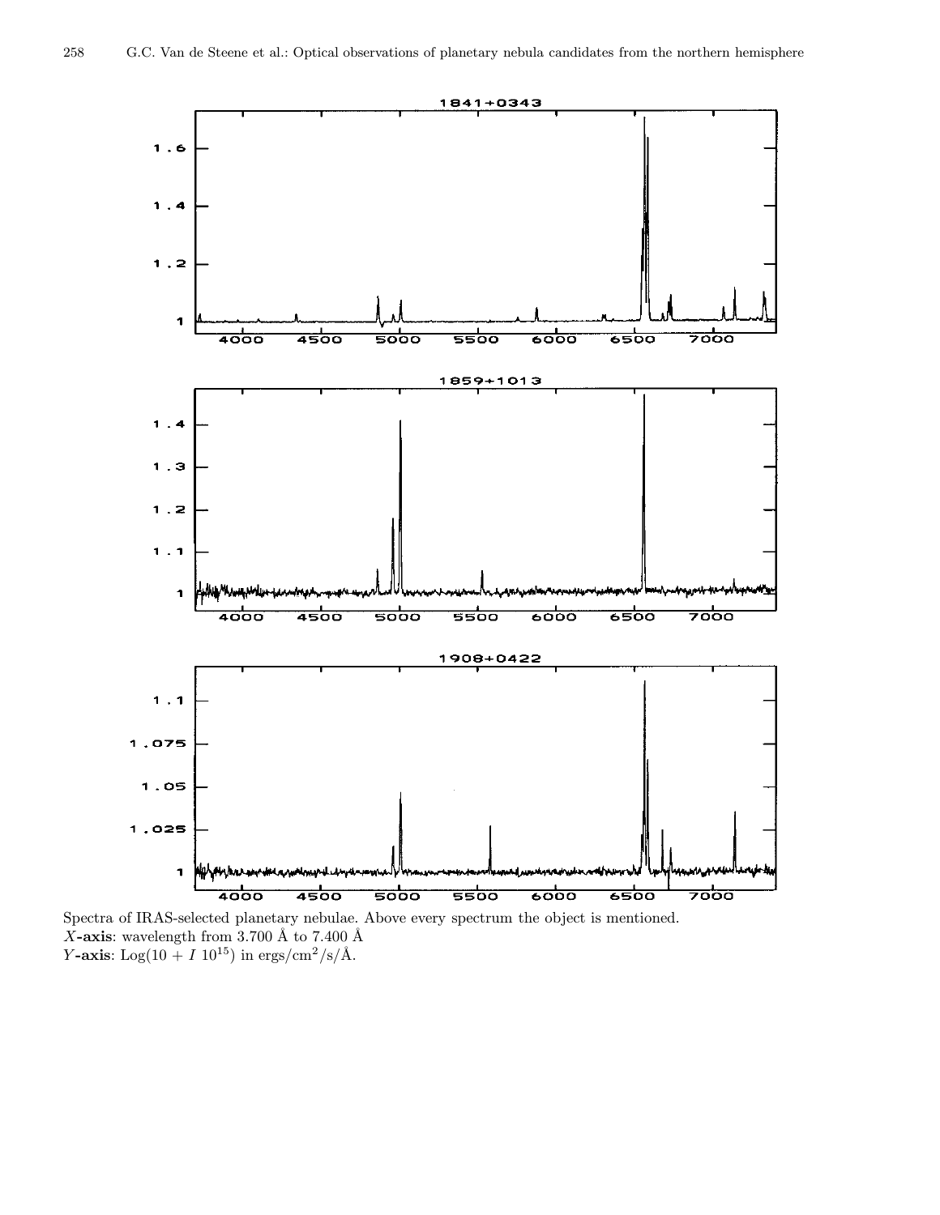Spectra of IRAS-selected planetary nebulae. Above every spectrum the object is mentioned.
**$X$-axis**: wavelength from 3.700 Å to 7.400 Å
**$Y$-axis**: Log($10 + I\ 10^{15}$) in ergs/cm$^2$/s/Å.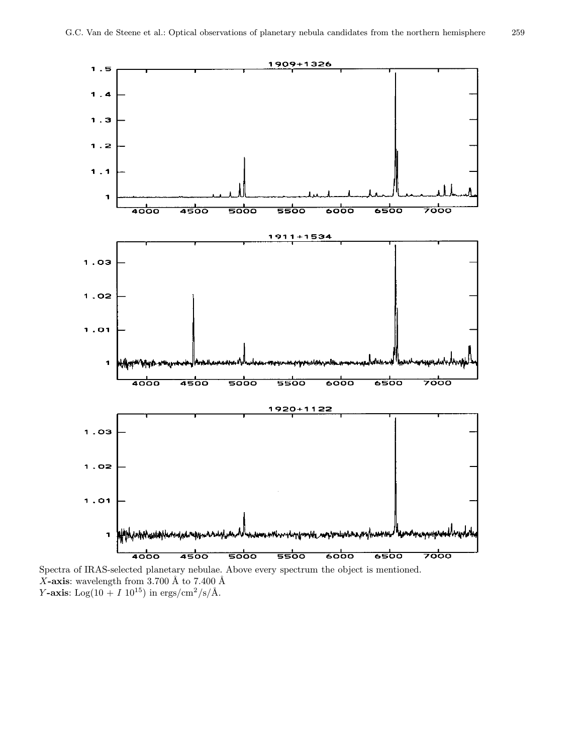Spectra of IRAS-selected planetary nebulae. Above every spectrum the object is mentioned.
**$X$-axis**: wavelength from 3.700 Å to 7.400 Å
**$Y$-axis**: $\mathrm{Log}(10 + I\ 10^{15})$ in ergs/cm$^2$/s/Å.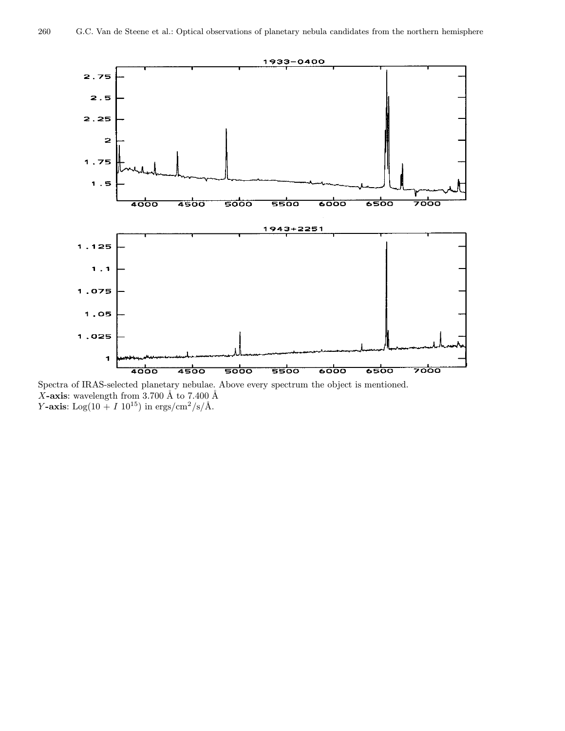Spectra of IRAS-selected planetary nebulae. Above every spectrum the object is mentioned.
**$X$-axis**: wavelength from 3.700 Å to 7.400 Å
**$Y$-axis**: $\mathrm{Log}(10 + I\ 10^{15})$ in ergs/cm$^2$/s/Å.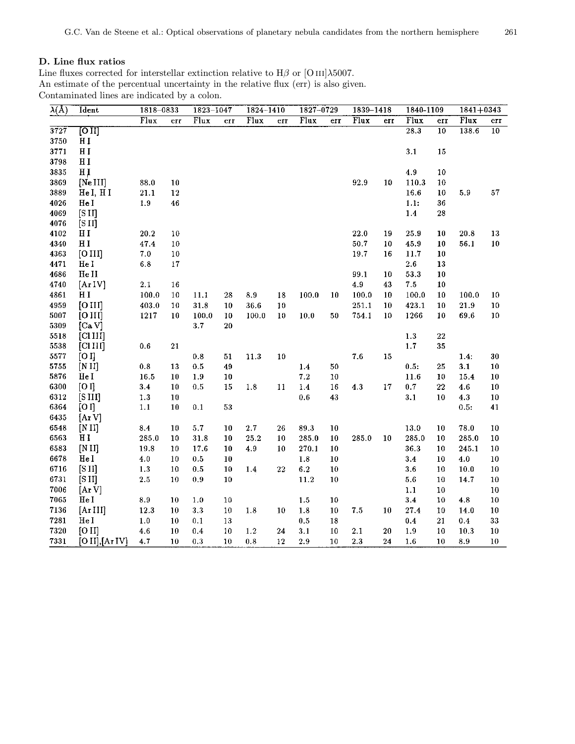## D. Line flux ratios

Line fluxes corrected for interstellar extinction relative to H$\beta$ or [O III]$\lambda$5007.
An estimate of the percentual uncertainty in the relative flux (err) is also given.
Contaminated lines are indicated by a colon.

| λ(Å) | Ident | 1818–0833 | | 1823–1047 | | 1824–1410 | | 1827–0729 | | 1839–1418 | | 1840-1109 | | 1841+0343 | |
|---|---|---|---|---|---|---|---|---|---|---|---|---|---|---|---|
| | | Flux | err | Flux | err | Flux | err | Flux | err | Flux | err | Flux | err | Flux | err |
| 3727 | [O II] | | | | | | | | | | | 28.3 | 10 | 138.6 | 10 |
| 3750 | H I | | | | | | | | | | | | | | |
| 3771 | H I | | | | | | | | | | | 3.1 | 15 | | |
| 3798 | H I | | | | | | | | | | | | | | |
| 3835 | H I | | | | | | | | | | | 4.9 | 10 | | |
| 3869 | [Ne III] | 88.0 | 10 | | | | | | | 92.9 | 10 | 110.3 | 10 | | |
| 3889 | He I, H I | 21.1 | 12 | | | | | | | | | 16.6 | 10 | 5.9 | 57 |
| 4026 | He I | 1.9 | 46 | | | | | | | | | 1.1: | 36 | | |
| 4069 | [S II] | | | | | | | | | | | 1.4 | 28 | | |
| 4076 | [S II] | | | | | | | | | | | | | | |
| 4102 | H I | 20.2 | 10 | | | | | | | 22.0 | 19 | 25.9 | 10 | 20.8 | 13 |
| 4340 | H I | 47.4 | 10 | | | | | | | 50.7 | 10 | 45.9 | 10 | 56.1 | 10 |
| 4363 | [O III] | 7.0 | 10 | | | | | | | 19.7 | 16 | 11.7 | 10 | | |
| 4471 | He I | 6.8 | 17 | | | | | | | | | 2.6 | 13 | | |
| 4686 | He II | | | | | | | | | 99.1 | 10 | 53.3 | 10 | | |
| 4740 | [Ar IV] | 2.1 | 16 | | | | | | | 4.9 | 43 | 7.5 | 10 | | |
| 4861 | H I | 100.0 | 10 | 11.1 | 28 | 8.9 | 18 | 100.0 | 10 | 100.0 | 10 | 100.0 | 10 | 100.0 | 10 |
| 4959 | [O III] | 403.0 | 10 | 31.8 | 10 | 36.6 | 10 | | | 251.1 | 10 | 423.1 | 10 | 21.9 | 10 |
| 5007 | [O III] | 1217 | 10 | 100.0 | 10 | 100.0 | 10 | 10.0 | 50 | 754.1 | 10 | 1266 | 10 | 69.6 | 10 |
| 5309 | [Ca V] | | | 3.7 | 20 | | | | | | | | | | |
| 5518 | [Cl III] | | | | | | | | | | | 1.3 | 22 | | |
| 5538 | [Cl III] | 0.6 | 21 | | | | | | | | | 1.7 | 35 | | |
| 5577 | [O I] | | | 0.8 | 51 | 11.3 | 10 | | | 7.6 | 15 | | | 1.4: | 30 |
| 5755 | [N II] | 0.8 | 13 | 0.5 | 49 | | | 1.4 | 50 | | | 0.5: | 25 | 3.1 | 10 |
| 5876 | He I | 16.5 | 10 | 1.9 | 10 | | | 7.2 | 10 | | | 11.6 | 10 | 15.4 | 10 |
| 6300 | [O I] | 3.4 | 10 | 0.5 | 15 | 1.8 | 11 | 1.4 | 16 | 4.3 | 17 | 0.7 | 22 | 4.6 | 10 |
| 6312 | [S III] | 1.3 | 10 | | | | | 0.6 | 43 | | | 3.1 | 10 | 4.3 | 10 |
| 6364 | [O I] | 1.1 | 10 | 0.1 | 53 | | | | | | | | | 0.5: | 41 |
| 6435 | [Ar V] | | | | | | | | | | | | | | |
| 6548 | [N II] | 8.4 | 10 | 5.7 | 10 | 2.7 | 26 | 89.3 | 10 | | | 13.0 | 10 | 78.0 | 10 |
| 6563 | H I | 285.0 | 10 | 31.8 | 10 | 25.2 | 10 | 285.0 | 10 | 285.0 | 10 | 285.0 | 10 | 285.0 | 10 |
| 6583 | [N II] | 19.8 | 10 | 17.6 | 10 | 4.9 | 10 | 270.1 | 10 | | | 36.3 | 10 | 245.1 | 10 |
| 6678 | He I | 4.0 | 10 | 0.5 | 10 | | | 1.8 | 10 | | | 3.4 | 10 | 4.0 | 10 |
| 6716 | [S II] | 1.3 | 10 | 0.5 | 10 | 1.4 | 22 | 6.2 | 10 | | | 3.6 | 10 | 10.0 | 10 |
| 6731 | [S II] | 2.5 | 10 | 0.9 | 10 | | | 11.2 | 10 | | | 5.6 | 10 | 14.7 | 10 |
| 7006 | [Ar V] | | | | | | | | | | | 1.1 | 10 | | 10 |
| 7065 | He I | 8.9 | 10 | 1.0 | 10 | | | 1.5 | 10 | | | 3.4 | 10 | 4.8 | 10 |
| 7136 | [Ar III] | 12.3 | 10 | 3.3 | 10 | 1.8 | 10 | 1.8 | 10 | 7.5 | 10 | 27.4 | 10 | 14.0 | 10 |
| 7281 | He I | 1.0 | 10 | 0.1 | 13 | | | 0.5 | 18 | | | 0.4 | 21 | 0.4 | 33 |
| 7320 | [O II] | 4.6 | 10 | 0.4 | 10 | 1.2 | 24 | 3.1 | 10 | 2.1 | 20 | 1.9 | 10 | 10.3 | 10 |
| 7331 | [O II],[Ar IV] | 4.7 | 10 | 0.3 | 10 | 0.8 | 12 | 2.9 | 10 | 2.3 | 24 | 1.6 | 10 | 8.9 | 10 |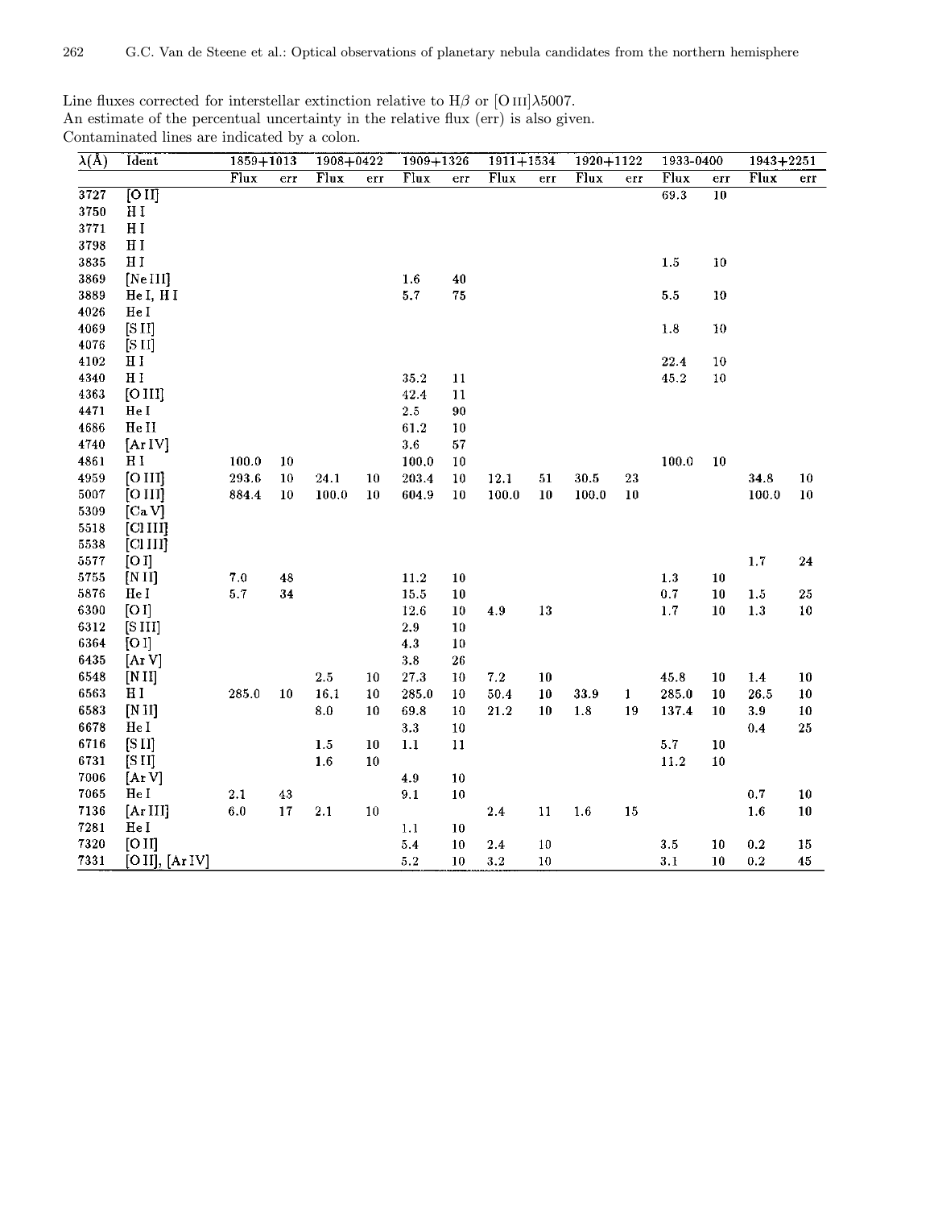Line fluxes corrected for interstellar extinction relative to Hβ or [O III]λ5007.
An estimate of the percentual uncertainty in the relative flux (err) is also given.
Contaminated lines are indicated by a colon.

| λ(Å) | Ident | 1859+1013 | | 1908+0422 | | 1909+1326 | | 1911+1534 | | 1920+1122 | | 1933-0400 | | 1943+2251 | |
|---|---|---|---|---|---|---|---|---|---|---|---|---|---|---|---|
| | | Flux | err | Flux | err | Flux | err | Flux | err | Flux | err | Flux | err | Flux | err |
| 3727 | [O II] | | | | | | | | | | | 69.3 | 10 | | |
| 3750 | H I | | | | | | | | | | | | | | |
| 3771 | H I | | | | | | | | | | | | | | |
| 3798 | H I | | | | | | | | | | | | | | |
| 3835 | H I | | | | | | | | | | | 1.5 | 10 | | |
| 3869 | [Ne III] | | | | | 1.6 | 40 | | | | | | | | |
| 3889 | He I, H I | | | | | 5.7 | 75 | | | | | 5.5 | 10 | | |
| 4026 | He I | | | | | | | | | | | | | | |
| 4069 | [S II] | | | | | | | | | | | 1.8 | 10 | | |
| 4076 | [S II] | | | | | | | | | | | | | | |
| 4102 | H I | | | | | | | | | | | 22.4 | 10 | | |
| 4340 | H I | | | | | 35.2 | 11 | | | | | 45.2 | 10 | | |
| 4363 | [O III] | | | | | 42.4 | 11 | | | | | | | | |
| 4471 | He I | | | | | 2.5 | 90 | | | | | | | | |
| 4686 | He II | | | | | 61.2 | 10 | | | | | | | | |
| 4740 | [Ar IV] | | | | | 3.6 | 57 | | | | | | | | |
| 4861 | H I | 100.0 | 10 | | | 100.0 | 10 | | | | | 100.0 | 10 | | |
| 4959 | [O III] | 293.6 | 10 | 24.1 | 10 | 203.4 | 10 | 12.1 | 51 | 30.5 | 23 | | | 34.8 | 10 |
| 5007 | [O III] | 884.4 | 10 | 100.0 | 10 | 604.9 | 10 | 100.0 | 10 | 100.0 | 10 | | | 100.0 | 10 |
| 5309 | [Ca V] | | | | | | | | | | | | | | |
| 5518 | [Cl III] | | | | | | | | | | | | | | |
| 5538 | [Cl III] | | | | | | | | | | | | | | |
| 5577 | [O I] | | | | | | | | | | | | | 1.7 | 24 |
| 5755 | [N II] | 7.0 | 48 | | | 11.2 | 10 | | | | | 1.3 | 10 | | |
| 5876 | He I | 5.7 | 34 | | | 15.5 | 10 | | | | | 0.7 | 10 | 1.5 | 25 |
| 6300 | [O I] | | | | | 12.6 | 10 | 4.9 | 13 | | | 1.7 | 10 | 1.3 | 10 |
| 6312 | [S III] | | | | | 2.9 | 10 | | | | | | | | |
| 6364 | [O I] | | | | | 4.3 | 10 | | | | | | | | |
| 6435 | [Ar V] | | | | | 3.8 | 26 | | | | | | | | |
| 6548 | [N II] | | | 2.5 | 10 | 27.3 | 10 | 7.2 | 10 | | | 45.8 | 10 | 1.4 | 10 |
| 6563 | H I | 285.0 | 10 | 16.1 | 10 | 285.0 | 10 | 50.4 | 10 | 33.9 | 1 | 285.0 | 10 | 26.5 | 10 |
| 6583 | [N II] | | | 8.0 | 10 | 69.8 | 10 | 21.2 | 10 | 1.8 | 19 | 137.4 | 10 | 3.9 | 10 |
| 6678 | He I | | | | | 3.3 | 10 | | | | | | | 0.4 | 25 |
| 6716 | [S II] | | | 1.5 | 10 | 1.1 | 11 | | | | | 5.7 | 10 | | |
| 6731 | [S II] | | | 1.6 | 10 | | | | | | | 11.2 | 10 | | |
| 7006 | [Ar V] | | | | | 4.9 | 10 | | | | | | | | |
| 7065 | He I | 2.1 | 43 | | | 9.1 | 10 | | | | | | | 0.7 | 10 |
| 7136 | [Ar III] | 6.0 | 17 | 2.1 | 10 | | | 2.4 | 11 | 1.6 | 15 | | | 1.6 | 10 |
| 7281 | He I | | | | | 1.1 | 10 | | | | | | | | |
| 7320 | [O II] | | | | | 5.4 | 10 | 2.4 | 10 | | | 3.5 | 10 | 0.2 | 15 |
| 7331 | [O II], [Ar IV] | | | | | 5.2 | 10 | 3.2 | 10 | | | 3.1 | 10 | 0.2 | 45 |